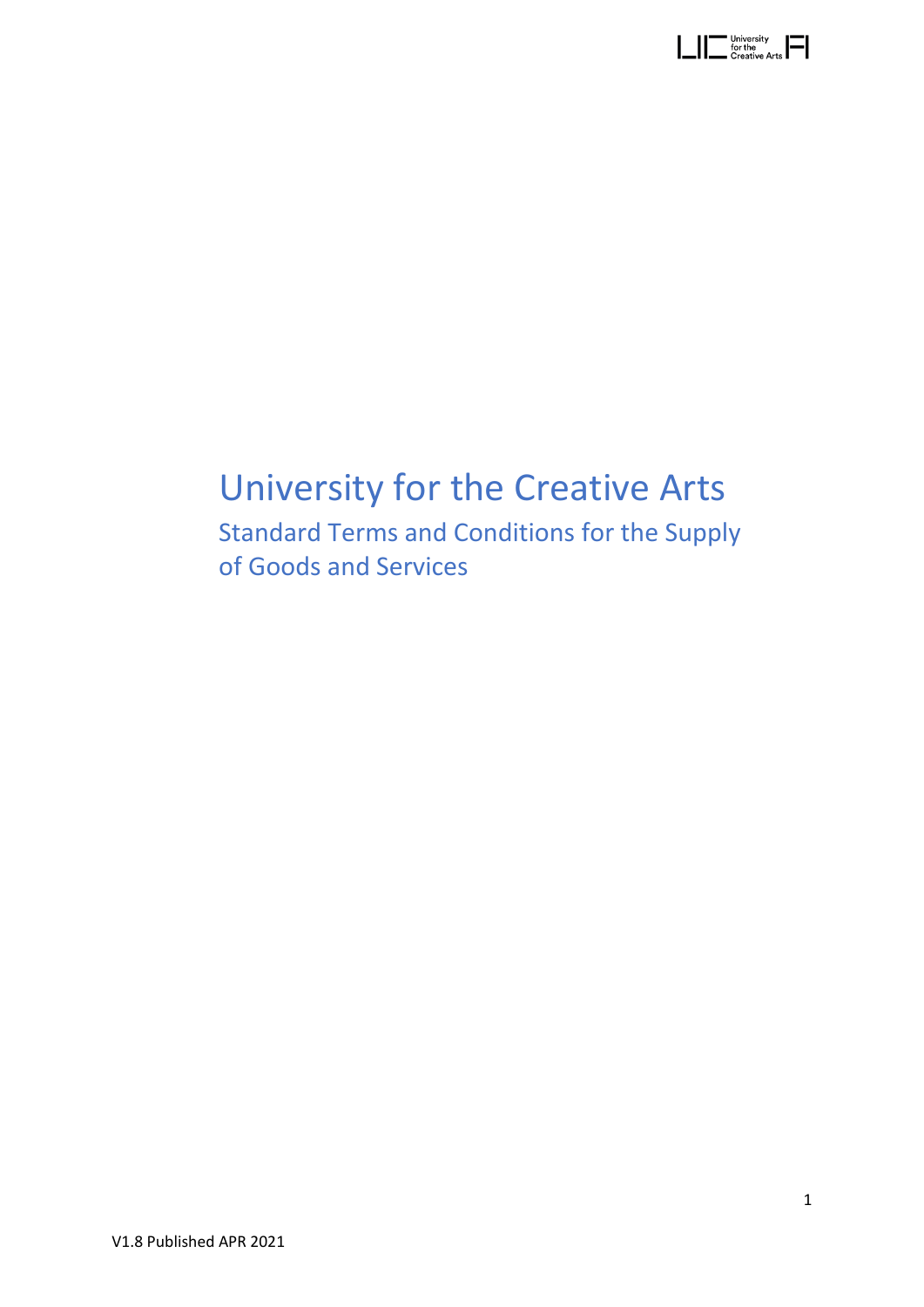# University for the Creative Arts

## Standard Terms and Conditions for the Supply of Goods and Services

V1.8 Published APR 2021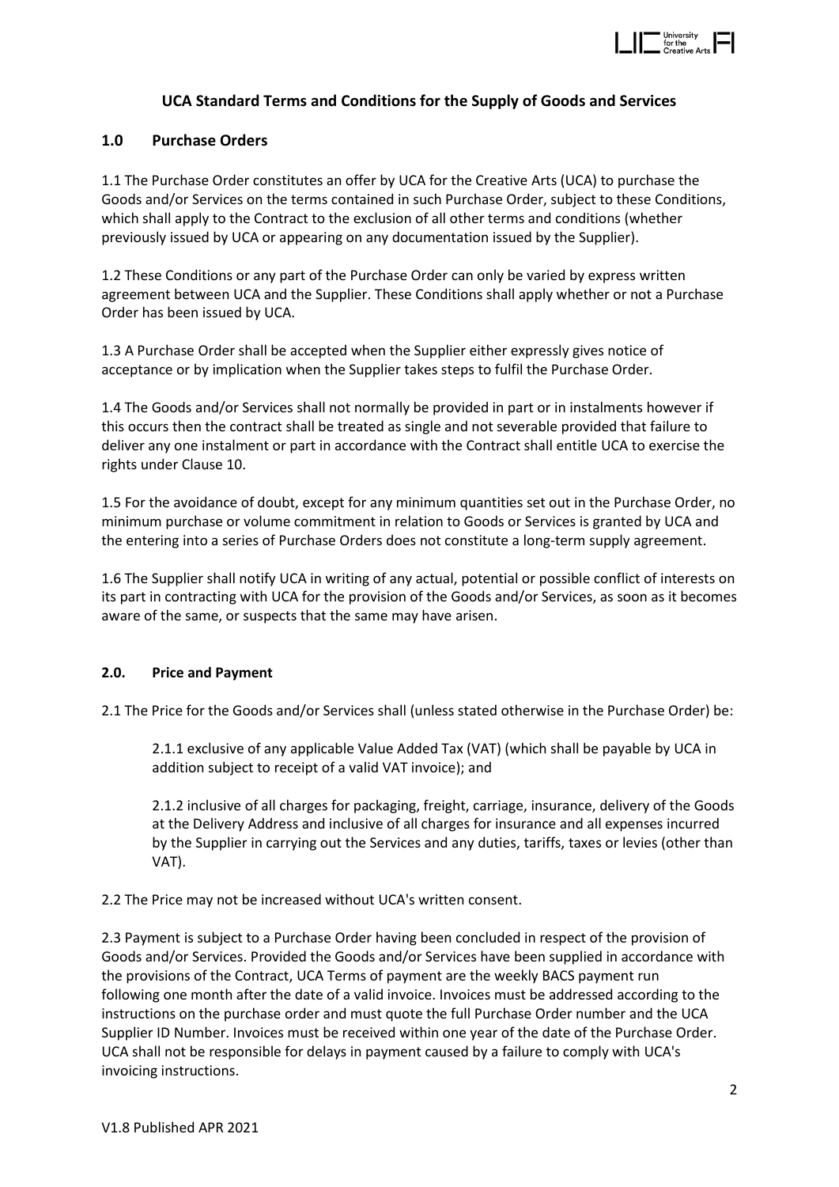## UCA Standard Terms and Conditions for the Supply of Goods and Services

## 1.0 Purchase Orders

1.1 The Purchase Order constitutes an offer by UCA for the Creative Arts (UCA) to purchase the Goods and/or Services on the terms contained in such Purchase Order, subject to these Conditions, which shall apply to the Contract to the exclusion of all other terms and conditions (whether previously issued by UCA or appearing on any documentation issued by the Supplier).

1.2 These Conditions or any part of the Purchase Order can only be varied by express written agreement between UCA and the Supplier. These Conditions shall apply whether or not a Purchase Order has been issued by UCA.

1.3 A Purchase Order shall be accepted when the Supplier either expressly gives notice of acceptance or by implication when the Supplier takes steps to fulfil the Purchase Order.

1.4 The Goods and/or Services shall not normally be provided in part or in instalments however if this occurs then the contract shall be treated as single and not severable provided that failure to deliver any one instalment or part in accordance with the Contract shall entitle UCA to exercise the rights under Clause 10.

1.5 For the avoidance of doubt, except for any minimum quantities set out in the Purchase Order, no minimum purchase or volume commitment in relation to Goods or Services is granted by UCA and the entering into a series of Purchase Orders does not constitute a long-term supply agreement.

1.6 The Supplier shall notify UCA in writing of any actual, potential or possible conflict of interests on its part in contracting with UCA for the provision of the Goods and/or Services, as soon as it becomes aware of the same, or suspects that the same may have arisen.

### 2.0. Price and Payment

2.1 The Price for the Goods and/or Services shall (unless stated otherwise in the Purchase Order) be:

2.1.1 exclusive of any applicable Value Added Tax (VAT) (which shall be payable by UCA in addition subject to receipt of a valid VAT invoice); and

2.1.2 inclusive of all charges for packaging, freight, carriage, insurance, delivery of the Goods at the Delivery Address and inclusive of all charges for insurance and all expenses incurred by the Supplier in carrying out the Services and any duties, tariffs, taxes or levies (other than VAT).

2.2 The Price may not be increased without UCA's written consent.

2.3 Payment is subject to a Purchase Order having been concluded in respect of the provision of Goods and/or Services. Provided the Goods and/or Services have been supplied in accordance with the provisions of the Contract, UCA Terms of payment are the weekly BACS payment run following one month after the date of a valid invoice. Invoices must be addressed according to the instructions on the purchase order and must quote the full Purchase Order number and the UCA Supplier ID Number. Invoices must be received within one year of the date of the Purchase Order. UCA shall not be responsible for delays in payment caused by a failure to comply with UCA's invoicing instructions.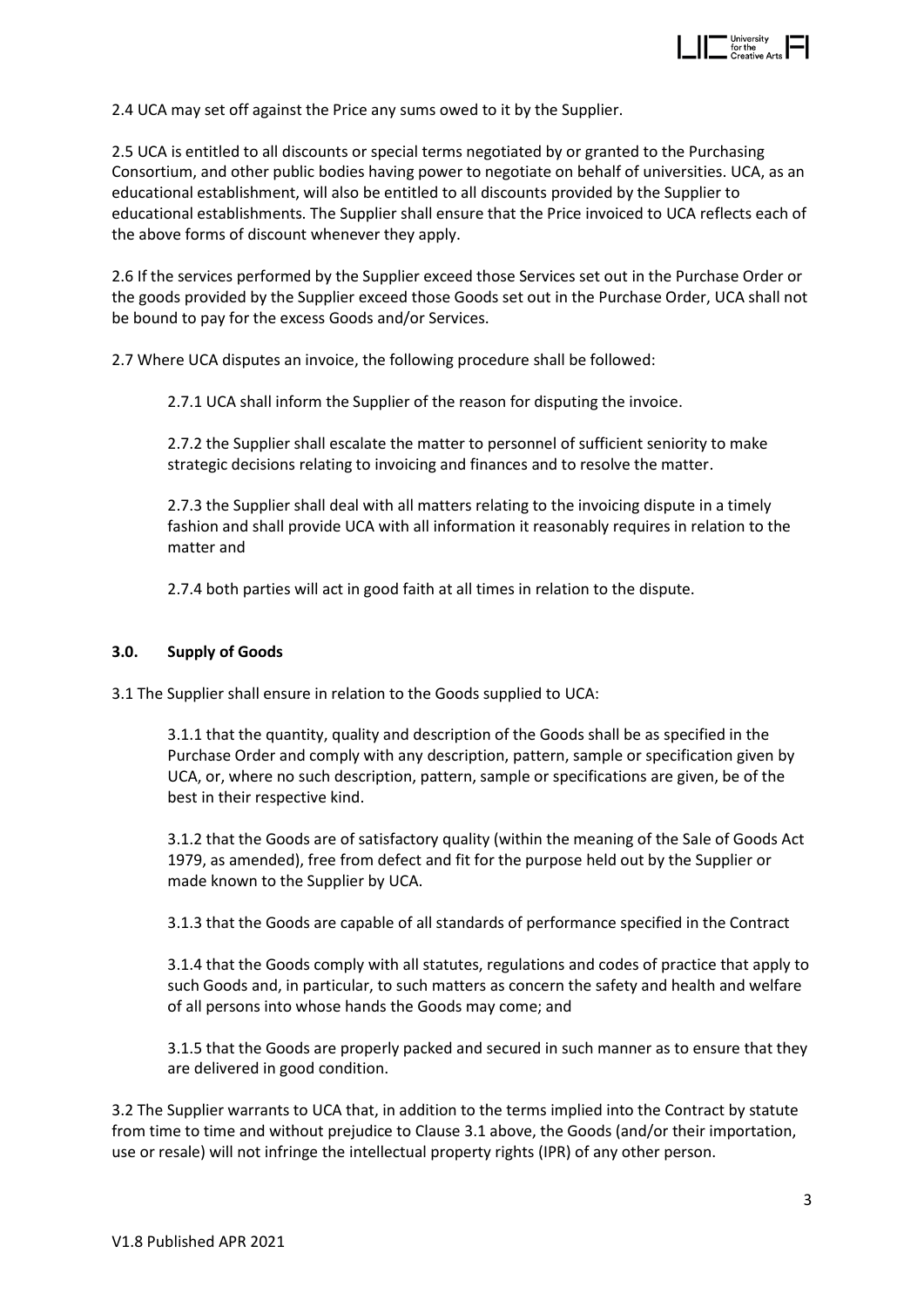2.4 UCA may set off against the Price any sums owed to it by the Supplier.

2.5 UCA is entitled to all discounts or special terms negotiated by or granted to the Purchasing Consortium, and other public bodies having power to negotiate on behalf of universities. UCA, as an educational establishment, will also be entitled to all discounts provided by the Supplier to educational establishments. The Supplier shall ensure that the Price invoiced to UCA reflects each of the above forms of discount whenever they apply.

2.6 If the services performed by the Supplier exceed those Services set out in the Purchase Order or the goods provided by the Supplier exceed those Goods set out in the Purchase Order, UCA shall not be bound to pay for the excess Goods and/or Services.

2.7 Where UCA disputes an invoice, the following procedure shall be followed:

2.7.1 UCA shall inform the Supplier of the reason for disputing the invoice.

2.7.2 the Supplier shall escalate the matter to personnel of sufficient seniority to make strategic decisions relating to invoicing and finances and to resolve the matter.

2.7.3 the Supplier shall deal with all matters relating to the invoicing dispute in a timely fashion and shall provide UCA with all information it reasonably requires in relation to the matter and

2.7.4 both parties will act in good faith at all times in relation to the dispute.

### 3.0. Supply of Goods

3.1 The Supplier shall ensure in relation to the Goods supplied to UCA:

3.1.1 that the quantity, quality and description of the Goods shall be as specified in the Purchase Order and comply with any description, pattern, sample or specification given by UCA, or, where no such description, pattern, sample or specifications are given, be of the best in their respective kind.

3.1.2 that the Goods are of satisfactory quality (within the meaning of the Sale of Goods Act 1979, as amended), free from defect and fit for the purpose held out by the Supplier or made known to the Supplier by UCA.

3.1.3 that the Goods are capable of all standards of performance specified in the Contract

3.1.4 that the Goods comply with all statutes, regulations and codes of practice that apply to such Goods and, in particular, to such matters as concern the safety and health and welfare of all persons into whose hands the Goods may come; and

3.1.5 that the Goods are properly packed and secured in such manner as to ensure that they are delivered in good condition.

3.2 The Supplier warrants to UCA that, in addition to the terms implied into the Contract by statute from time to time and without prejudice to Clause 3.1 above, the Goods (and/or their importation, use or resale) will not infringe the intellectual property rights (IPR) of any other person.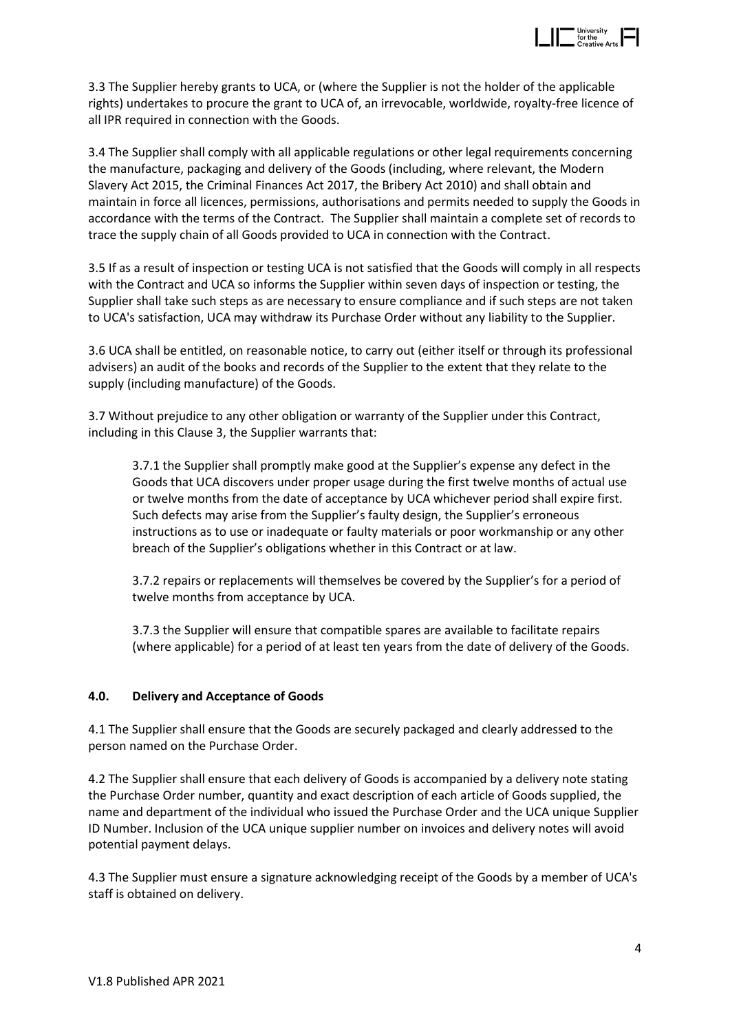3.3 The Supplier hereby grants to UCA, or (where the Supplier is not the holder of the applicable rights) undertakes to procure the grant to UCA of, an irrevocable, worldwide, royalty-free licence of all IPR required in connection with the Goods.

3.4 The Supplier shall comply with all applicable regulations or other legal requirements concerning the manufacture, packaging and delivery of the Goods (including, where relevant, the Modern Slavery Act 2015, the Criminal Finances Act 2017, the Bribery Act 2010) and shall obtain and maintain in force all licences, permissions, authorisations and permits needed to supply the Goods in accordance with the terms of the Contract. The Supplier shall maintain a complete set of records to trace the supply chain of all Goods provided to UCA in connection with the Contract.

3.5 If as a result of inspection or testing UCA is not satisfied that the Goods will comply in all respects with the Contract and UCA so informs the Supplier within seven days of inspection or testing, the Supplier shall take such steps as are necessary to ensure compliance and if such steps are not taken to UCA's satisfaction, UCA may withdraw its Purchase Order without any liability to the Supplier.

3.6 UCA shall be entitled, on reasonable notice, to carry out (either itself or through its professional advisers) an audit of the books and records of the Supplier to the extent that they relate to the supply (including manufacture) of the Goods.

3.7 Without prejudice to any other obligation or warranty of the Supplier under this Contract, including in this Clause 3, the Supplier warrants that:

> 3.7.1 the Supplier shall promptly make good at the Supplier's expense any defect in the Goods that UCA discovers under proper usage during the first twelve months of actual use or twelve months from the date of acceptance by UCA whichever period shall expire first. Such defects may arise from the Supplier's faulty design, the Supplier's erroneous instructions as to use or inadequate or faulty materials or poor workmanship or any other breach of the Supplier's obligations whether in this Contract or at law.
>
> 3.7.2 repairs or replacements will themselves be covered by the Supplier's for a period of twelve months from acceptance by UCA.
>
> 3.7.3 the Supplier will ensure that compatible spares are available to facilitate repairs (where applicable) for a period of at least ten years from the date of delivery of the Goods.

## 4.0. Delivery and Acceptance of Goods

4.1 The Supplier shall ensure that the Goods are securely packaged and clearly addressed to the person named on the Purchase Order.

4.2 The Supplier shall ensure that each delivery of Goods is accompanied by a delivery note stating the Purchase Order number, quantity and exact description of each article of Goods supplied, the name and department of the individual who issued the Purchase Order and the UCA unique Supplier ID Number. Inclusion of the UCA unique supplier number on invoices and delivery notes will avoid potential payment delays.

4.3 The Supplier must ensure a signature acknowledging receipt of the Goods by a member of UCA's staff is obtained on delivery.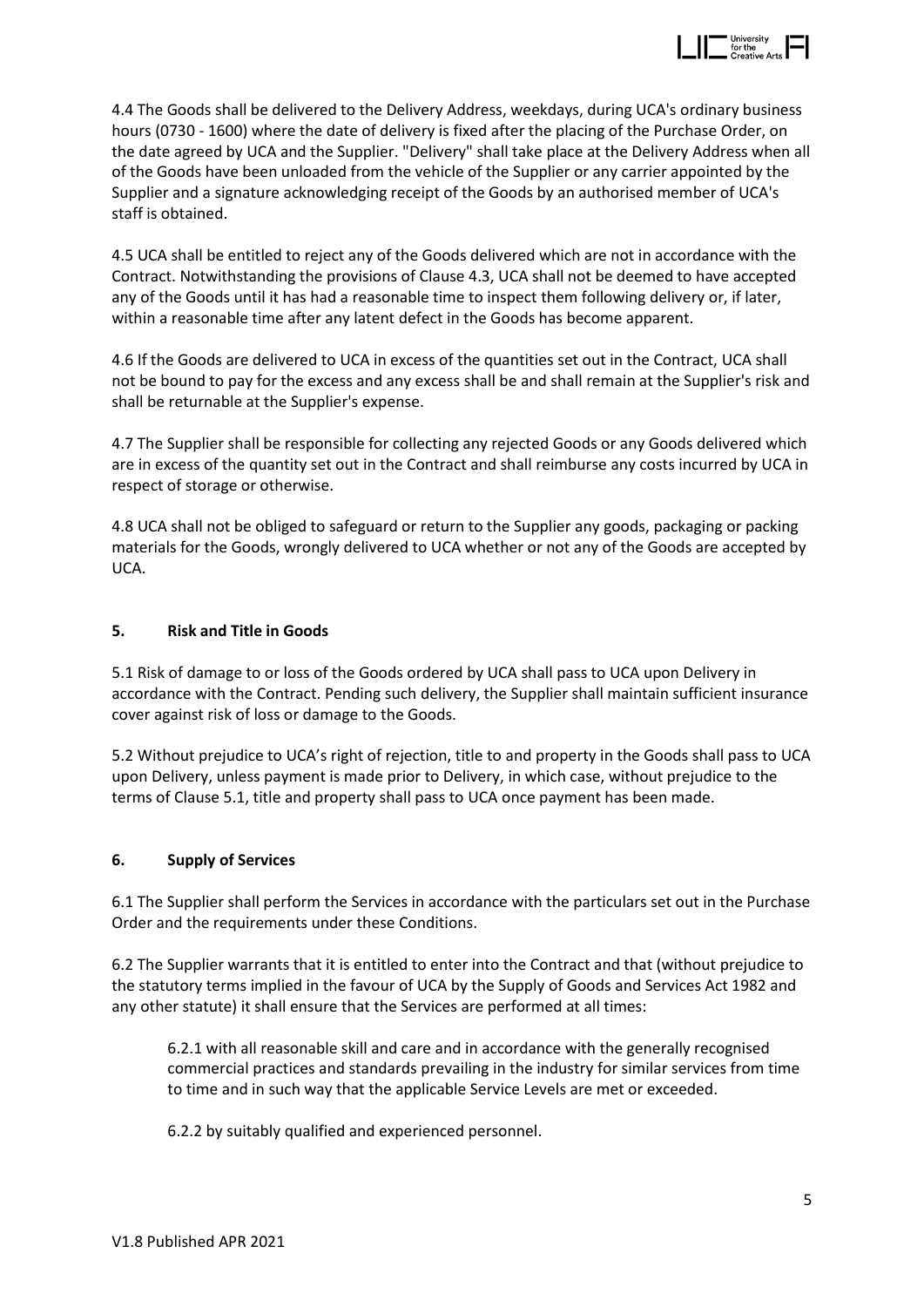4.4 The Goods shall be delivered to the Delivery Address, weekdays, during UCA's ordinary business hours (0730 - 1600) where the date of delivery is fixed after the placing of the Purchase Order, on the date agreed by UCA and the Supplier. "Delivery" shall take place at the Delivery Address when all of the Goods have been unloaded from the vehicle of the Supplier or any carrier appointed by the Supplier and a signature acknowledging receipt of the Goods by an authorised member of UCA's staff is obtained.

4.5 UCA shall be entitled to reject any of the Goods delivered which are not in accordance with the Contract. Notwithstanding the provisions of Clause 4.3, UCA shall not be deemed to have accepted any of the Goods until it has had a reasonable time to inspect them following delivery or, if later, within a reasonable time after any latent defect in the Goods has become apparent.

4.6 If the Goods are delivered to UCA in excess of the quantities set out in the Contract, UCA shall not be bound to pay for the excess and any excess shall be and shall remain at the Supplier's risk and shall be returnable at the Supplier's expense.

4.7 The Supplier shall be responsible for collecting any rejected Goods or any Goods delivered which are in excess of the quantity set out in the Contract and shall reimburse any costs incurred by UCA in respect of storage or otherwise.

4.8 UCA shall not be obliged to safeguard or return to the Supplier any goods, packaging or packing materials for the Goods, wrongly delivered to UCA whether or not any of the Goods are accepted by UCA.

## 5. Risk and Title in Goods

5.1 Risk of damage to or loss of the Goods ordered by UCA shall pass to UCA upon Delivery in accordance with the Contract. Pending such delivery, the Supplier shall maintain sufficient insurance cover against risk of loss or damage to the Goods.

5.2 Without prejudice to UCA's right of rejection, title to and property in the Goods shall pass to UCA upon Delivery, unless payment is made prior to Delivery, in which case, without prejudice to the terms of Clause 5.1, title and property shall pass to UCA once payment has been made.

## 6. Supply of Services

6.1 The Supplier shall perform the Services in accordance with the particulars set out in the Purchase Order and the requirements under these Conditions.

6.2 The Supplier warrants that it is entitled to enter into the Contract and that (without prejudice to the statutory terms implied in the favour of UCA by the Supply of Goods and Services Act 1982 and any other statute) it shall ensure that the Services are performed at all times:

6.2.1 with all reasonable skill and care and in accordance with the generally recognised commercial practices and standards prevailing in the industry for similar services from time to time and in such way that the applicable Service Levels are met or exceeded.

6.2.2 by suitably qualified and experienced personnel.

V1.8 Published APR 2021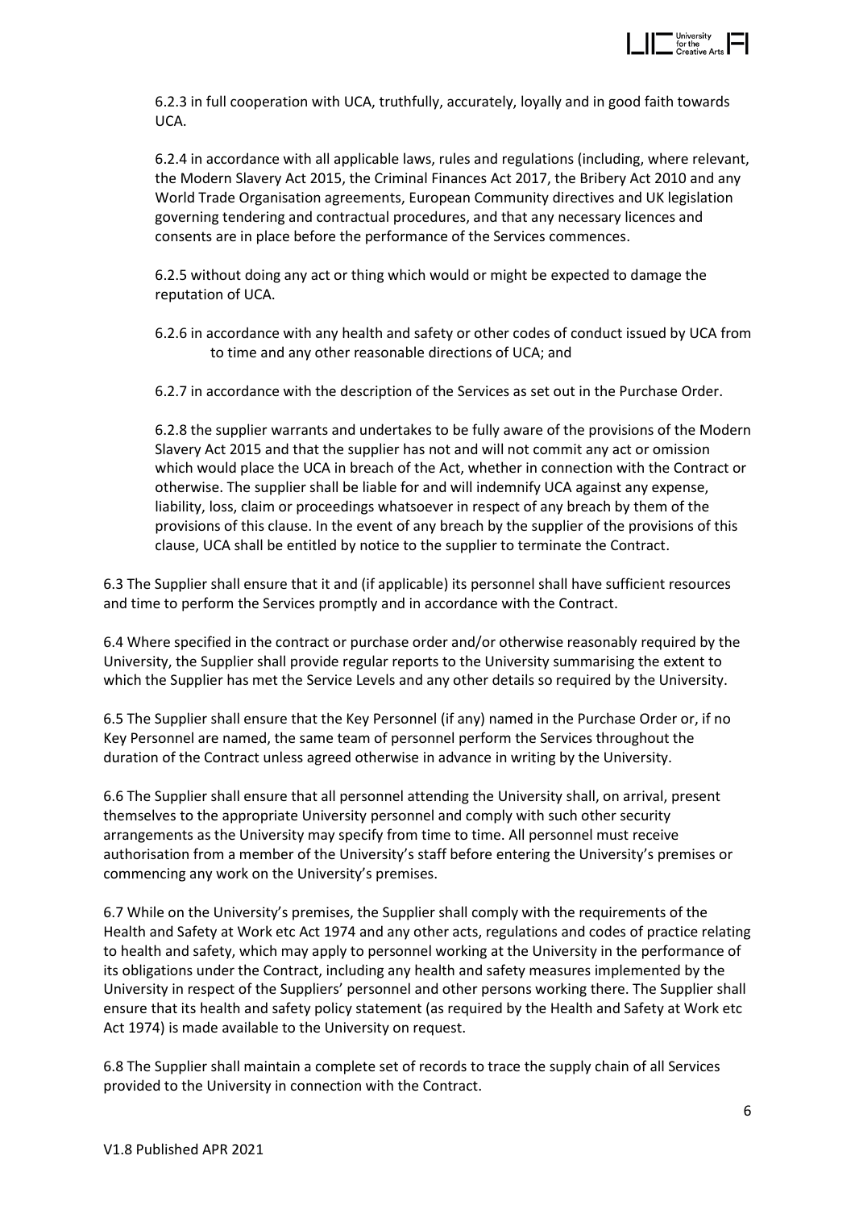6.2.3 in full cooperation with UCA, truthfully, accurately, loyally and in good faith towards UCA.

6.2.4 in accordance with all applicable laws, rules and regulations (including, where relevant, the Modern Slavery Act 2015, the Criminal Finances Act 2017, the Bribery Act 2010 and any World Trade Organisation agreements, European Community directives and UK legislation governing tendering and contractual procedures, and that any necessary licences and consents are in place before the performance of the Services commences.

6.2.5 without doing any act or thing which would or might be expected to damage the reputation of UCA.

6.2.6 in accordance with any health and safety or other codes of conduct issued by UCA from to time and any other reasonable directions of UCA; and

6.2.7 in accordance with the description of the Services as set out in the Purchase Order.

6.2.8 the supplier warrants and undertakes to be fully aware of the provisions of the Modern Slavery Act 2015 and that the supplier has not and will not commit any act or omission which would place the UCA in breach of the Act, whether in connection with the Contract or otherwise. The supplier shall be liable for and will indemnify UCA against any expense, liability, loss, claim or proceedings whatsoever in respect of any breach by them of the provisions of this clause. In the event of any breach by the supplier of the provisions of this clause, UCA shall be entitled by notice to the supplier to terminate the Contract.

6.3 The Supplier shall ensure that it and (if applicable) its personnel shall have sufficient resources and time to perform the Services promptly and in accordance with the Contract.

6.4 Where specified in the contract or purchase order and/or otherwise reasonably required by the University, the Supplier shall provide regular reports to the University summarising the extent to which the Supplier has met the Service Levels and any other details so required by the University.

6.5 The Supplier shall ensure that the Key Personnel (if any) named in the Purchase Order or, if no Key Personnel are named, the same team of personnel perform the Services throughout the duration of the Contract unless agreed otherwise in advance in writing by the University.

6.6 The Supplier shall ensure that all personnel attending the University shall, on arrival, present themselves to the appropriate University personnel and comply with such other security arrangements as the University may specify from time to time. All personnel must receive authorisation from a member of the University's staff before entering the University's premises or commencing any work on the University's premises.

6.7 While on the University's premises, the Supplier shall comply with the requirements of the Health and Safety at Work etc Act 1974 and any other acts, regulations and codes of practice relating to health and safety, which may apply to personnel working at the University in the performance of its obligations under the Contract, including any health and safety measures implemented by the University in respect of the Suppliers' personnel and other persons working there. The Supplier shall ensure that its health and safety policy statement (as required by the Health and Safety at Work etc Act 1974) is made available to the University on request.

6.8 The Supplier shall maintain a complete set of records to trace the supply chain of all Services provided to the University in connection with the Contract.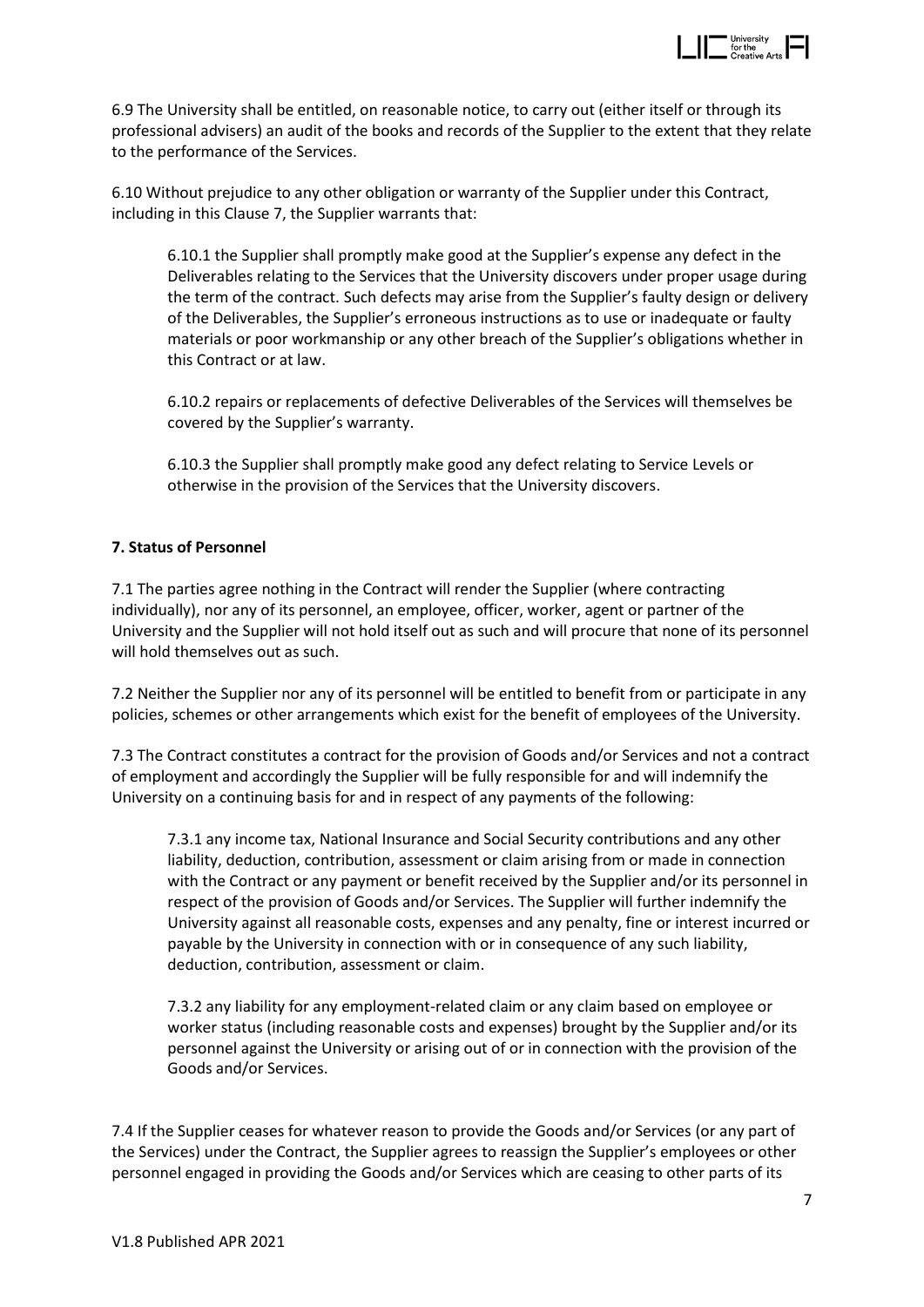6.9 The University shall be entitled, on reasonable notice, to carry out (either itself or through its professional advisers) an audit of the books and records of the Supplier to the extent that they relate to the performance of the Services.

6.10 Without prejudice to any other obligation or warranty of the Supplier under this Contract, including in this Clause 7, the Supplier warrants that:

> 6.10.1 the Supplier shall promptly make good at the Supplier's expense any defect in the Deliverables relating to the Services that the University discovers under proper usage during the term of the contract. Such defects may arise from the Supplier's faulty design or delivery of the Deliverables, the Supplier's erroneous instructions as to use or inadequate or faulty materials or poor workmanship or any other breach of the Supplier's obligations whether in this Contract or at law.
>
> 6.10.2 repairs or replacements of defective Deliverables of the Services will themselves be covered by the Supplier's warranty.
>
> 6.10.3 the Supplier shall promptly make good any defect relating to Service Levels or otherwise in the provision of the Services that the University discovers.

**7. Status of Personnel**

7.1 The parties agree nothing in the Contract will render the Supplier (where contracting individually), nor any of its personnel, an employee, officer, worker, agent or partner of the University and the Supplier will not hold itself out as such and will procure that none of its personnel will hold themselves out as such.

7.2 Neither the Supplier nor any of its personnel will be entitled to benefit from or participate in any policies, schemes or other arrangements which exist for the benefit of employees of the University.

7.3 The Contract constitutes a contract for the provision of Goods and/or Services and not a contract of employment and accordingly the Supplier will be fully responsible for and will indemnify the University on a continuing basis for and in respect of any payments of the following:

> 7.3.1 any income tax, National Insurance and Social Security contributions and any other liability, deduction, contribution, assessment or claim arising from or made in connection with the Contract or any payment or benefit received by the Supplier and/or its personnel in respect of the provision of Goods and/or Services. The Supplier will further indemnify the University against all reasonable costs, expenses and any penalty, fine or interest incurred or payable by the University in connection with or in consequence of any such liability, deduction, contribution, assessment or claim.
>
> 7.3.2 any liability for any employment-related claim or any claim based on employee or worker status (including reasonable costs and expenses) brought by the Supplier and/or its personnel against the University or arising out of or in connection with the provision of the Goods and/or Services.

7.4 If the Supplier ceases for whatever reason to provide the Goods and/or Services (or any part of the Services) under the Contract, the Supplier agrees to reassign the Supplier's employees or other personnel engaged in providing the Goods and/or Services which are ceasing to other parts of its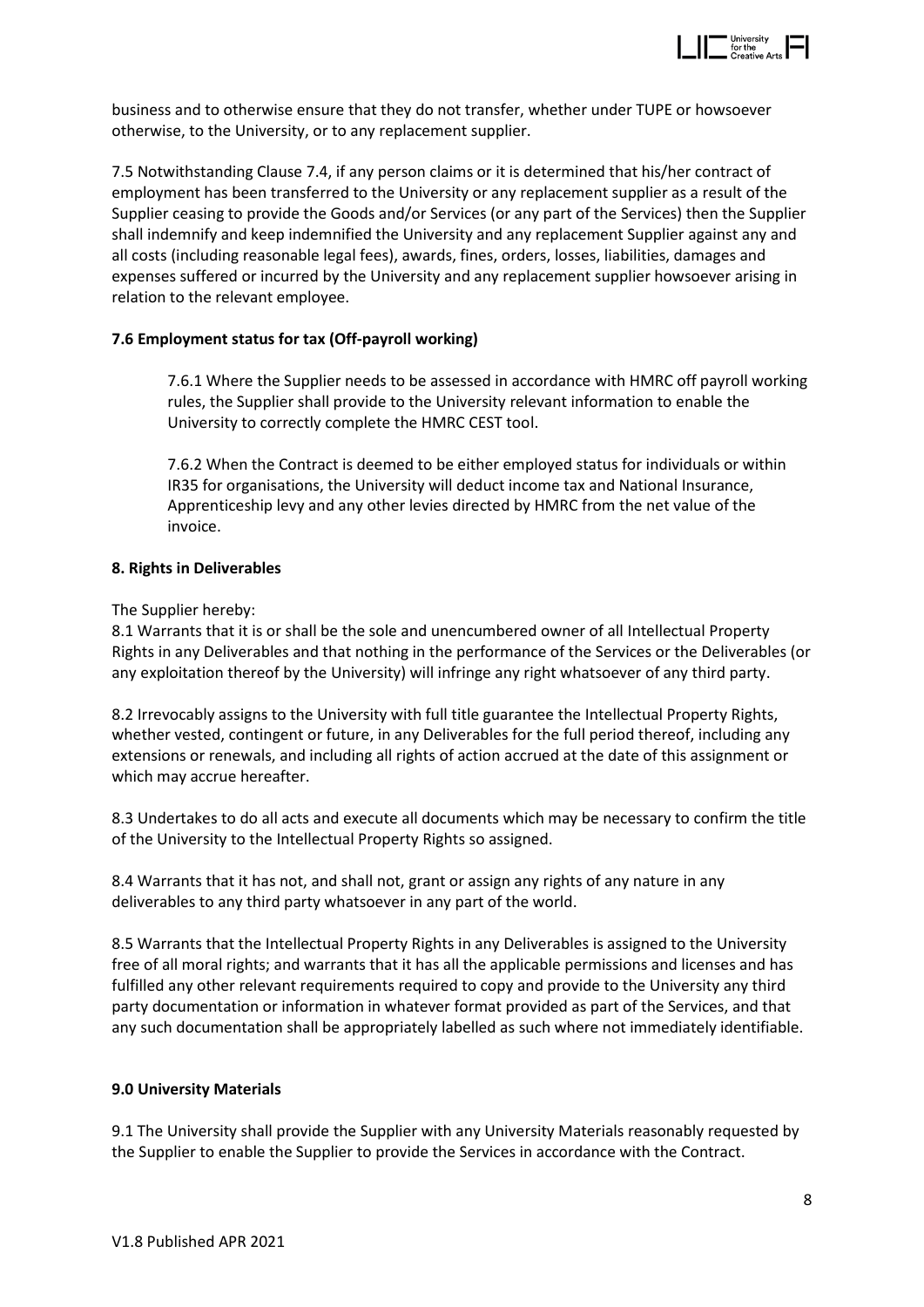business and to otherwise ensure that they do not transfer, whether under TUPE or howsoever otherwise, to the University, or to any replacement supplier.

7.5 Notwithstanding Clause 7.4, if any person claims or it is determined that his/her contract of employment has been transferred to the University or any replacement supplier as a result of the Supplier ceasing to provide the Goods and/or Services (or any part of the Services) then the Supplier shall indemnify and keep indemnified the University and any replacement Supplier against any and all costs (including reasonable legal fees), awards, fines, orders, losses, liabilities, damages and expenses suffered or incurred by the University and any replacement supplier howsoever arising in relation to the relevant employee.

**7.6 Employment status for tax (Off-payroll working)**

7.6.1 Where the Supplier needs to be assessed in accordance with HMRC off payroll working rules, the Supplier shall provide to the University relevant information to enable the University to correctly complete the HMRC CEST tool.

7.6.2 When the Contract is deemed to be either employed status for individuals or within IR35 for organisations, the University will deduct income tax and National Insurance, Apprenticeship levy and any other levies directed by HMRC from the net value of the invoice.

**8. Rights in Deliverables**

The Supplier hereby:

8.1 Warrants that it is or shall be the sole and unencumbered owner of all Intellectual Property Rights in any Deliverables and that nothing in the performance of the Services or the Deliverables (or any exploitation thereof by the University) will infringe any right whatsoever of any third party.

8.2 Irrevocably assigns to the University with full title guarantee the Intellectual Property Rights, whether vested, contingent or future, in any Deliverables for the full period thereof, including any extensions or renewals, and including all rights of action accrued at the date of this assignment or which may accrue hereafter.

8.3 Undertakes to do all acts and execute all documents which may be necessary to confirm the title of the University to the Intellectual Property Rights so assigned.

8.4 Warrants that it has not, and shall not, grant or assign any rights of any nature in any deliverables to any third party whatsoever in any part of the world.

8.5 Warrants that the Intellectual Property Rights in any Deliverables is assigned to the University free of all moral rights; and warrants that it has all the applicable permissions and licenses and has fulfilled any other relevant requirements required to copy and provide to the University any third party documentation or information in whatever format provided as part of the Services, and that any such documentation shall be appropriately labelled as such where not immediately identifiable.

**9.0 University Materials**

9.1 The University shall provide the Supplier with any University Materials reasonably requested by the Supplier to enable the Supplier to provide the Services in accordance with the Contract.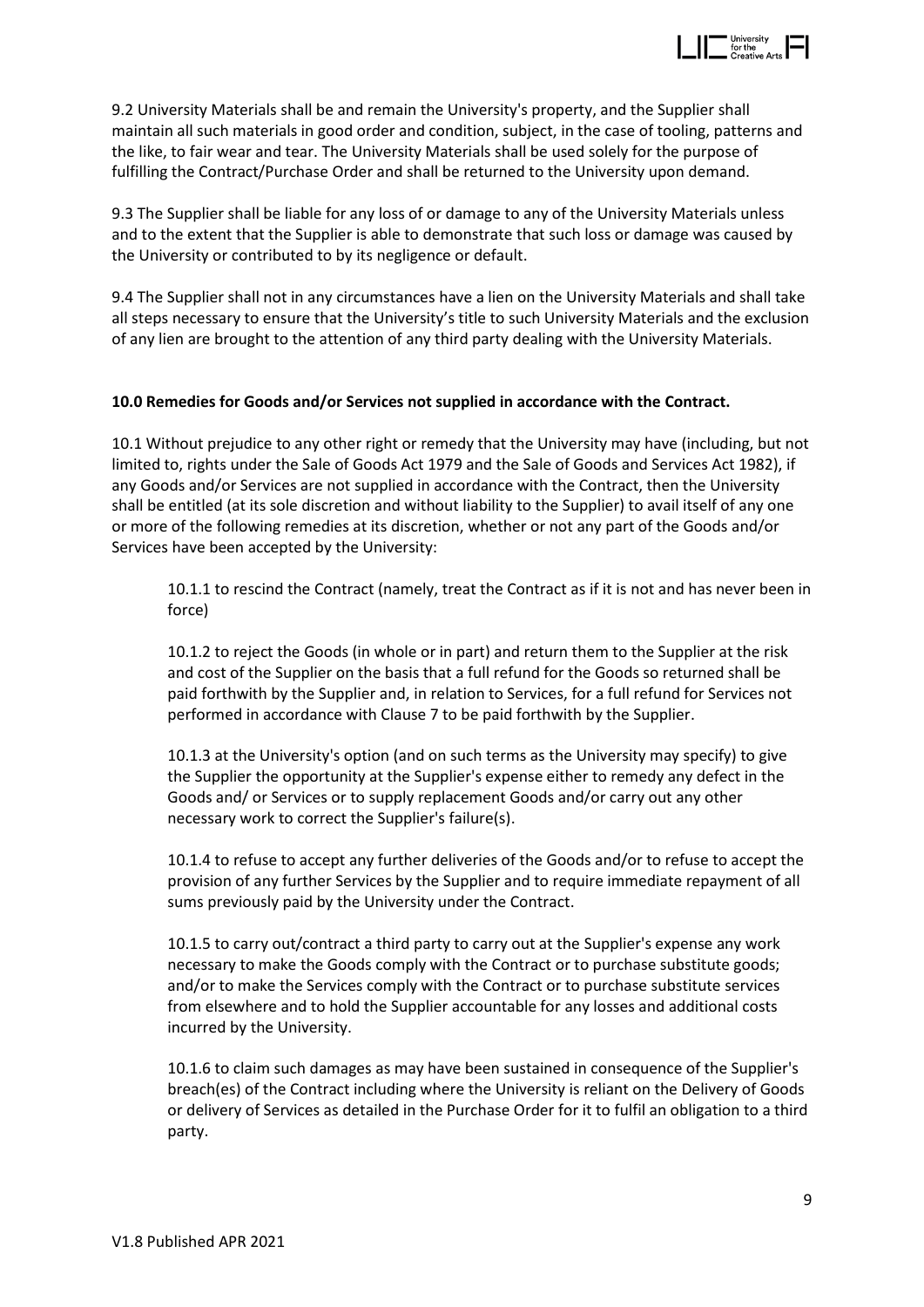9.2 University Materials shall be and remain the University's property, and the Supplier shall maintain all such materials in good order and condition, subject, in the case of tooling, patterns and the like, to fair wear and tear. The University Materials shall be used solely for the purpose of fulfilling the Contract/Purchase Order and shall be returned to the University upon demand.

9.3 The Supplier shall be liable for any loss of or damage to any of the University Materials unless and to the extent that the Supplier is able to demonstrate that such loss or damage was caused by the University or contributed to by its negligence or default.

9.4 The Supplier shall not in any circumstances have a lien on the University Materials and shall take all steps necessary to ensure that the University's title to such University Materials and the exclusion of any lien are brought to the attention of any third party dealing with the University Materials.

**10.0 Remedies for Goods and/or Services not supplied in accordance with the Contract.**

10.1 Without prejudice to any other right or remedy that the University may have (including, but not limited to, rights under the Sale of Goods Act 1979 and the Sale of Goods and Services Act 1982), if any Goods and/or Services are not supplied in accordance with the Contract, then the University shall be entitled (at its sole discretion and without liability to the Supplier) to avail itself of any one or more of the following remedies at its discretion, whether or not any part of the Goods and/or Services have been accepted by the University:

10.1.1 to rescind the Contract (namely, treat the Contract as if it is not and has never been in force)

10.1.2 to reject the Goods (in whole or in part) and return them to the Supplier at the risk and cost of the Supplier on the basis that a full refund for the Goods so returned shall be paid forthwith by the Supplier and, in relation to Services, for a full refund for Services not performed in accordance with Clause 7 to be paid forthwith by the Supplier.

10.1.3 at the University's option (and on such terms as the University may specify) to give the Supplier the opportunity at the Supplier's expense either to remedy any defect in the Goods and/ or Services or to supply replacement Goods and/or carry out any other necessary work to correct the Supplier's failure(s).

10.1.4 to refuse to accept any further deliveries of the Goods and/or to refuse to accept the provision of any further Services by the Supplier and to require immediate repayment of all sums previously paid by the University under the Contract.

10.1.5 to carry out/contract a third party to carry out at the Supplier's expense any work necessary to make the Goods comply with the Contract or to purchase substitute goods; and/or to make the Services comply with the Contract or to purchase substitute services from elsewhere and to hold the Supplier accountable for any losses and additional costs incurred by the University.

10.1.6 to claim such damages as may have been sustained in consequence of the Supplier's breach(es) of the Contract including where the University is reliant on the Delivery of Goods or delivery of Services as detailed in the Purchase Order for it to fulfil an obligation to a third party.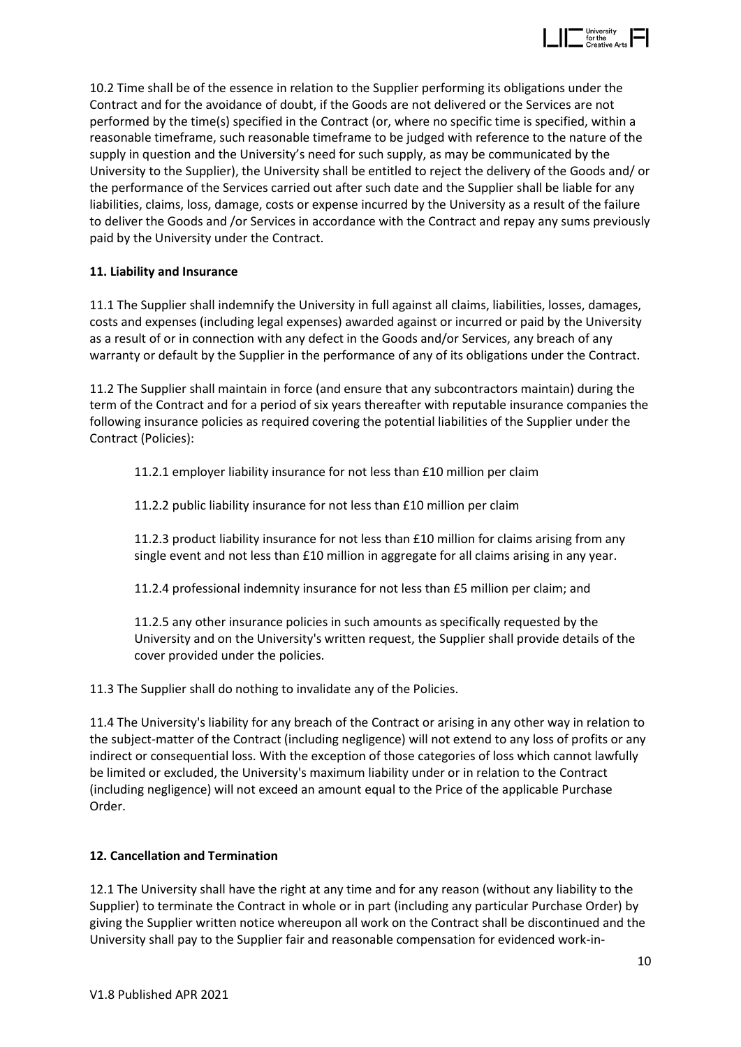10.2 Time shall be of the essence in relation to the Supplier performing its obligations under the Contract and for the avoidance of doubt, if the Goods are not delivered or the Services are not performed by the time(s) specified in the Contract (or, where no specific time is specified, within a reasonable timeframe, such reasonable timeframe to be judged with reference to the nature of the supply in question and the University's need for such supply, as may be communicated by the University to the Supplier), the University shall be entitled to reject the delivery of the Goods and/ or the performance of the Services carried out after such date and the Supplier shall be liable for any liabilities, claims, loss, damage, costs or expense incurred by the University as a result of the failure to deliver the Goods and /or Services in accordance with the Contract and repay any sums previously paid by the University under the Contract.

**11. Liability and Insurance**

11.1 The Supplier shall indemnify the University in full against all claims, liabilities, losses, damages, costs and expenses (including legal expenses) awarded against or incurred or paid by the University as a result of or in connection with any defect in the Goods and/or Services, any breach of any warranty or default by the Supplier in the performance of any of its obligations under the Contract.

11.2 The Supplier shall maintain in force (and ensure that any subcontractors maintain) during the term of the Contract and for a period of six years thereafter with reputable insurance companies the following insurance policies as required covering the potential liabilities of the Supplier under the Contract (Policies):

11.2.1 employer liability insurance for not less than £10 million per claim

11.2.2 public liability insurance for not less than £10 million per claim

11.2.3 product liability insurance for not less than £10 million for claims arising from any single event and not less than £10 million in aggregate for all claims arising in any year.

11.2.4 professional indemnity insurance for not less than £5 million per claim; and

11.2.5 any other insurance policies in such amounts as specifically requested by the University and on the University's written request, the Supplier shall provide details of the cover provided under the policies.

11.3 The Supplier shall do nothing to invalidate any of the Policies.

11.4 The University's liability for any breach of the Contract or arising in any other way in relation to the subject-matter of the Contract (including negligence) will not extend to any loss of profits or any indirect or consequential loss. With the exception of those categories of loss which cannot lawfully be limited or excluded, the University's maximum liability under or in relation to the Contract (including negligence) will not exceed an amount equal to the Price of the applicable Purchase Order.

**12. Cancellation and Termination**

12.1 The University shall have the right at any time and for any reason (without any liability to the Supplier) to terminate the Contract in whole or in part (including any particular Purchase Order) by giving the Supplier written notice whereupon all work on the Contract shall be discontinued and the University shall pay to the Supplier fair and reasonable compensation for evidenced work-in-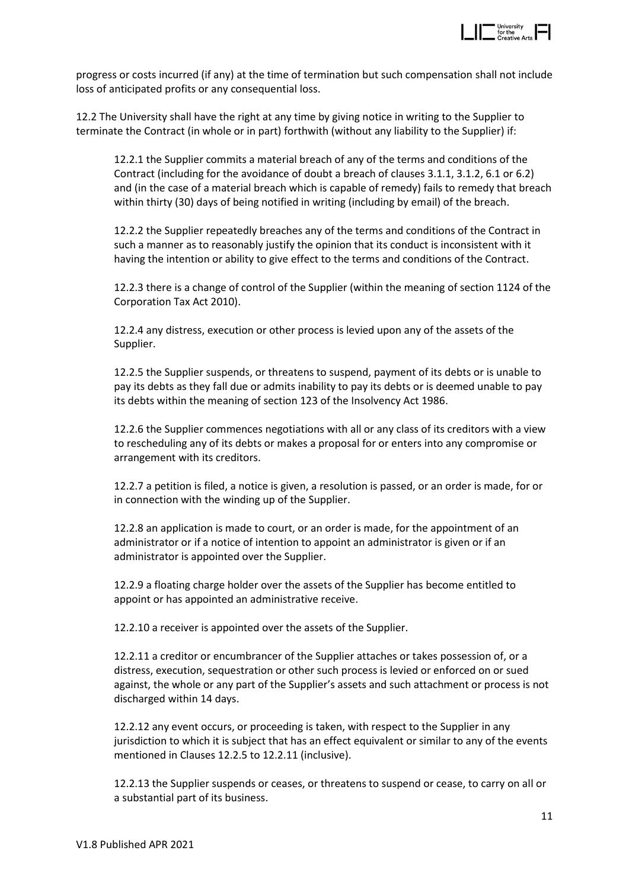progress or costs incurred (if any) at the time of termination but such compensation shall not include loss of anticipated profits or any consequential loss.

12.2 The University shall have the right at any time by giving notice in writing to the Supplier to terminate the Contract (in whole or in part) forthwith (without any liability to the Supplier) if:

12.2.1 the Supplier commits a material breach of any of the terms and conditions of the Contract (including for the avoidance of doubt a breach of clauses 3.1.1, 3.1.2, 6.1 or 6.2) and (in the case of a material breach which is capable of remedy) fails to remedy that breach within thirty (30) days of being notified in writing (including by email) of the breach.

12.2.2 the Supplier repeatedly breaches any of the terms and conditions of the Contract in such a manner as to reasonably justify the opinion that its conduct is inconsistent with it having the intention or ability to give effect to the terms and conditions of the Contract.

12.2.3 there is a change of control of the Supplier (within the meaning of section 1124 of the Corporation Tax Act 2010).

12.2.4 any distress, execution or other process is levied upon any of the assets of the Supplier.

12.2.5 the Supplier suspends, or threatens to suspend, payment of its debts or is unable to pay its debts as they fall due or admits inability to pay its debts or is deemed unable to pay its debts within the meaning of section 123 of the Insolvency Act 1986.

12.2.6 the Supplier commences negotiations with all or any class of its creditors with a view to rescheduling any of its debts or makes a proposal for or enters into any compromise or arrangement with its creditors.

12.2.7 a petition is filed, a notice is given, a resolution is passed, or an order is made, for or in connection with the winding up of the Supplier.

12.2.8 an application is made to court, or an order is made, for the appointment of an administrator or if a notice of intention to appoint an administrator is given or if an administrator is appointed over the Supplier.

12.2.9 a floating charge holder over the assets of the Supplier has become entitled to appoint or has appointed an administrative receive.

12.2.10 a receiver is appointed over the assets of the Supplier.

12.2.11 a creditor or encumbrancer of the Supplier attaches or takes possession of, or a distress, execution, sequestration or other such process is levied or enforced on or sued against, the whole or any part of the Supplier's assets and such attachment or process is not discharged within 14 days.

12.2.12 any event occurs, or proceeding is taken, with respect to the Supplier in any jurisdiction to which it is subject that has an effect equivalent or similar to any of the events mentioned in Clauses 12.2.5 to 12.2.11 (inclusive).

12.2.13 the Supplier suspends or ceases, or threatens to suspend or cease, to carry on all or a substantial part of its business.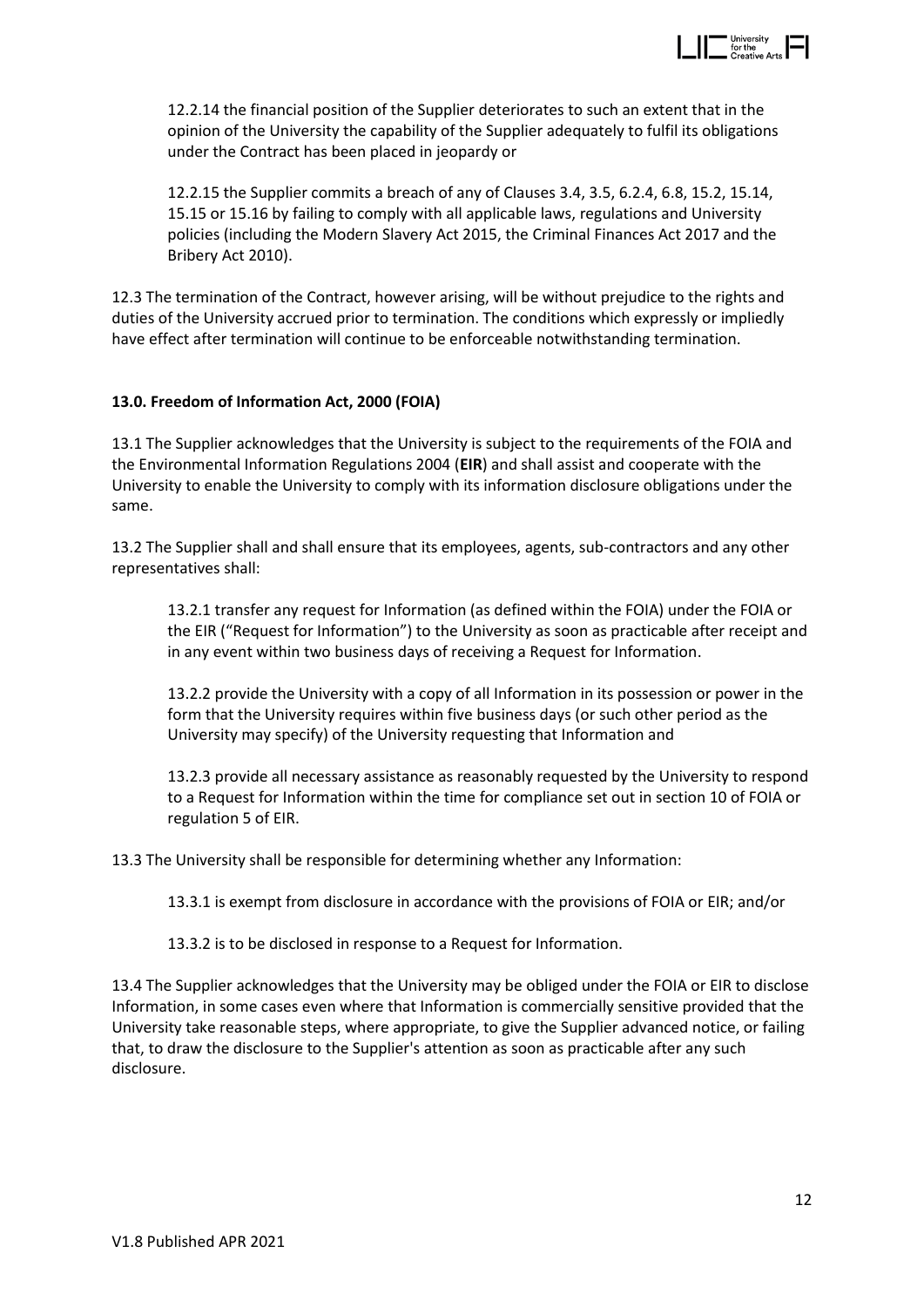12.2.14 the financial position of the Supplier deteriorates to such an extent that in the opinion of the University the capability of the Supplier adequately to fulfil its obligations under the Contract has been placed in jeopardy or

12.2.15 the Supplier commits a breach of any of Clauses 3.4, 3.5, 6.2.4, 6.8, 15.2, 15.14, 15.15 or 15.16 by failing to comply with all applicable laws, regulations and University policies (including the Modern Slavery Act 2015, the Criminal Finances Act 2017 and the Bribery Act 2010).

12.3 The termination of the Contract, however arising, will be without prejudice to the rights and duties of the University accrued prior to termination. The conditions which expressly or impliedly have effect after termination will continue to be enforceable notwithstanding termination.

**13.0. Freedom of Information Act, 2000 (FOIA)**

13.1 The Supplier acknowledges that the University is subject to the requirements of the FOIA and the Environmental Information Regulations 2004 (**EIR**) and shall assist and cooperate with the University to enable the University to comply with its information disclosure obligations under the same.

13.2 The Supplier shall and shall ensure that its employees, agents, sub-contractors and any other representatives shall:

13.2.1 transfer any request for Information (as defined within the FOIA) under the FOIA or the EIR ("Request for Information") to the University as soon as practicable after receipt and in any event within two business days of receiving a Request for Information.

13.2.2 provide the University with a copy of all Information in its possession or power in the form that the University requires within five business days (or such other period as the University may specify) of the University requesting that Information and

13.2.3 provide all necessary assistance as reasonably requested by the University to respond to a Request for Information within the time for compliance set out in section 10 of FOIA or regulation 5 of EIR.

13.3 The University shall be responsible for determining whether any Information:

13.3.1 is exempt from disclosure in accordance with the provisions of FOIA or EIR; and/or

13.3.2 is to be disclosed in response to a Request for Information.

13.4 The Supplier acknowledges that the University may be obliged under the FOIA or EIR to disclose Information, in some cases even where that Information is commercially sensitive provided that the University take reasonable steps, where appropriate, to give the Supplier advanced notice, or failing that, to draw the disclosure to the Supplier's attention as soon as practicable after any such disclosure.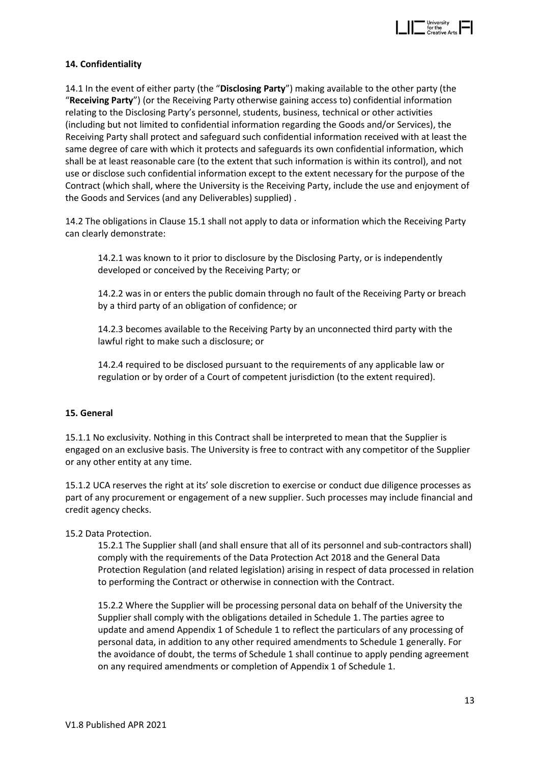**14. Confidentiality**

14.1 In the event of either party (the "**Disclosing Party**") making available to the other party (the "**Receiving Party**") (or the Receiving Party otherwise gaining access to) confidential information relating to the Disclosing Party's personnel, students, business, technical or other activities (including but not limited to confidential information regarding the Goods and/or Services), the Receiving Party shall protect and safeguard such confidential information received with at least the same degree of care with which it protects and safeguards its own confidential information, which shall be at least reasonable care (to the extent that such information is within its control), and not use or disclose such confidential information except to the extent necessary for the purpose of the Contract (which shall, where the University is the Receiving Party, include the use and enjoyment of the Goods and Services (and any Deliverables) supplied) .

14.2 The obligations in Clause 15.1 shall not apply to data or information which the Receiving Party can clearly demonstrate:

> 14.2.1 was known to it prior to disclosure by the Disclosing Party, or is independently developed or conceived by the Receiving Party; or
>
> 14.2.2 was in or enters the public domain through no fault of the Receiving Party or breach by a third party of an obligation of confidence; or
>
> 14.2.3 becomes available to the Receiving Party by an unconnected third party with the lawful right to make such a disclosure; or
>
> 14.2.4 required to be disclosed pursuant to the requirements of any applicable law or regulation or by order of a Court of competent jurisdiction (to the extent required).

**15. General**

15.1.1 No exclusivity. Nothing in this Contract shall be interpreted to mean that the Supplier is engaged on an exclusive basis. The University is free to contract with any competitor of the Supplier or any other entity at any time.

15.1.2 UCA reserves the right at its' sole discretion to exercise or conduct due diligence processes as part of any procurement or engagement of a new supplier. Such processes may include financial and credit agency checks.

15.2 Data Protection.

> 15.2.1 The Supplier shall (and shall ensure that all of its personnel and sub-contractors shall) comply with the requirements of the Data Protection Act 2018 and the General Data Protection Regulation (and related legislation) arising in respect of data processed in relation to performing the Contract or otherwise in connection with the Contract.
>
> 15.2.2 Where the Supplier will be processing personal data on behalf of the University the Supplier shall comply with the obligations detailed in Schedule 1. The parties agree to update and amend Appendix 1 of Schedule 1 to reflect the particulars of any processing of personal data, in addition to any other required amendments to Schedule 1 generally. For the avoidance of doubt, the terms of Schedule 1 shall continue to apply pending agreement on any required amendments or completion of Appendix 1 of Schedule 1.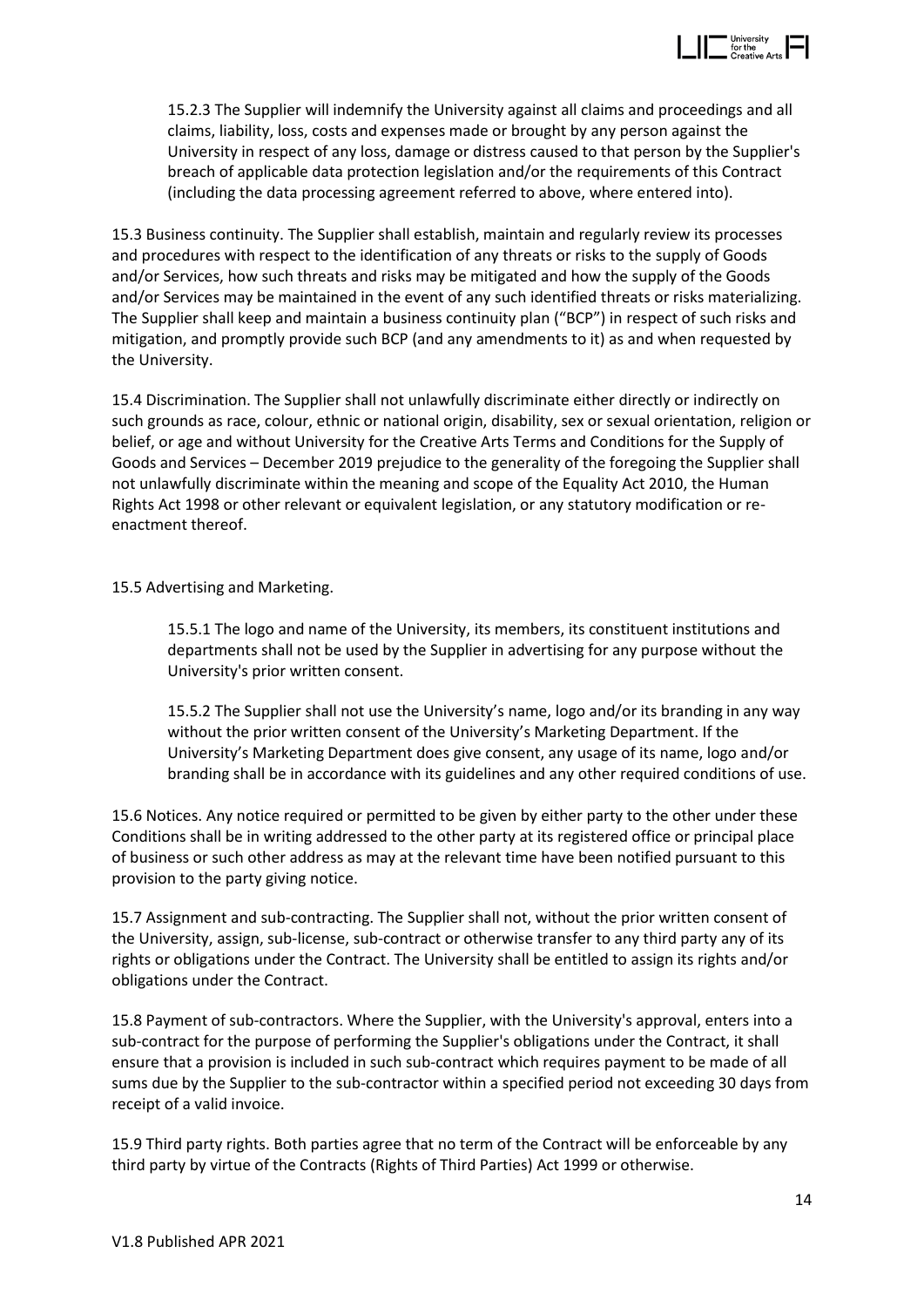15.2.3 The Supplier will indemnify the University against all claims and proceedings and all claims, liability, loss, costs and expenses made or brought by any person against the University in respect of any loss, damage or distress caused to that person by the Supplier's breach of applicable data protection legislation and/or the requirements of this Contract (including the data processing agreement referred to above, where entered into).

15.3 Business continuity. The Supplier shall establish, maintain and regularly review its processes and procedures with respect to the identification of any threats or risks to the supply of Goods and/or Services, how such threats and risks may be mitigated and how the supply of the Goods and/or Services may be maintained in the event of any such identified threats or risks materializing. The Supplier shall keep and maintain a business continuity plan ("BCP") in respect of such risks and mitigation, and promptly provide such BCP (and any amendments to it) as and when requested by the University.

15.4 Discrimination. The Supplier shall not unlawfully discriminate either directly or indirectly on such grounds as race, colour, ethnic or national origin, disability, sex or sexual orientation, religion or belief, or age and without University for the Creative Arts Terms and Conditions for the Supply of Goods and Services – December 2019 prejudice to the generality of the foregoing the Supplier shall not unlawfully discriminate within the meaning and scope of the Equality Act 2010, the Human Rights Act 1998 or other relevant or equivalent legislation, or any statutory modification or re-enactment thereof.

15.5 Advertising and Marketing.

15.5.1 The logo and name of the University, its members, its constituent institutions and departments shall not be used by the Supplier in advertising for any purpose without the University's prior written consent.

15.5.2 The Supplier shall not use the University's name, logo and/or its branding in any way without the prior written consent of the University's Marketing Department. If the University's Marketing Department does give consent, any usage of its name, logo and/or branding shall be in accordance with its guidelines and any other required conditions of use.

15.6 Notices. Any notice required or permitted to be given by either party to the other under these Conditions shall be in writing addressed to the other party at its registered office or principal place of business or such other address as may at the relevant time have been notified pursuant to this provision to the party giving notice.

15.7 Assignment and sub-contracting. The Supplier shall not, without the prior written consent of the University, assign, sub-license, sub-contract or otherwise transfer to any third party any of its rights or obligations under the Contract. The University shall be entitled to assign its rights and/or obligations under the Contract.

15.8 Payment of sub-contractors. Where the Supplier, with the University's approval, enters into a sub-contract for the purpose of performing the Supplier's obligations under the Contract, it shall ensure that a provision is included in such sub-contract which requires payment to be made of all sums due by the Supplier to the sub-contractor within a specified period not exceeding 30 days from receipt of a valid invoice.

15.9 Third party rights. Both parties agree that no term of the Contract will be enforceable by any third party by virtue of the Contracts (Rights of Third Parties) Act 1999 or otherwise.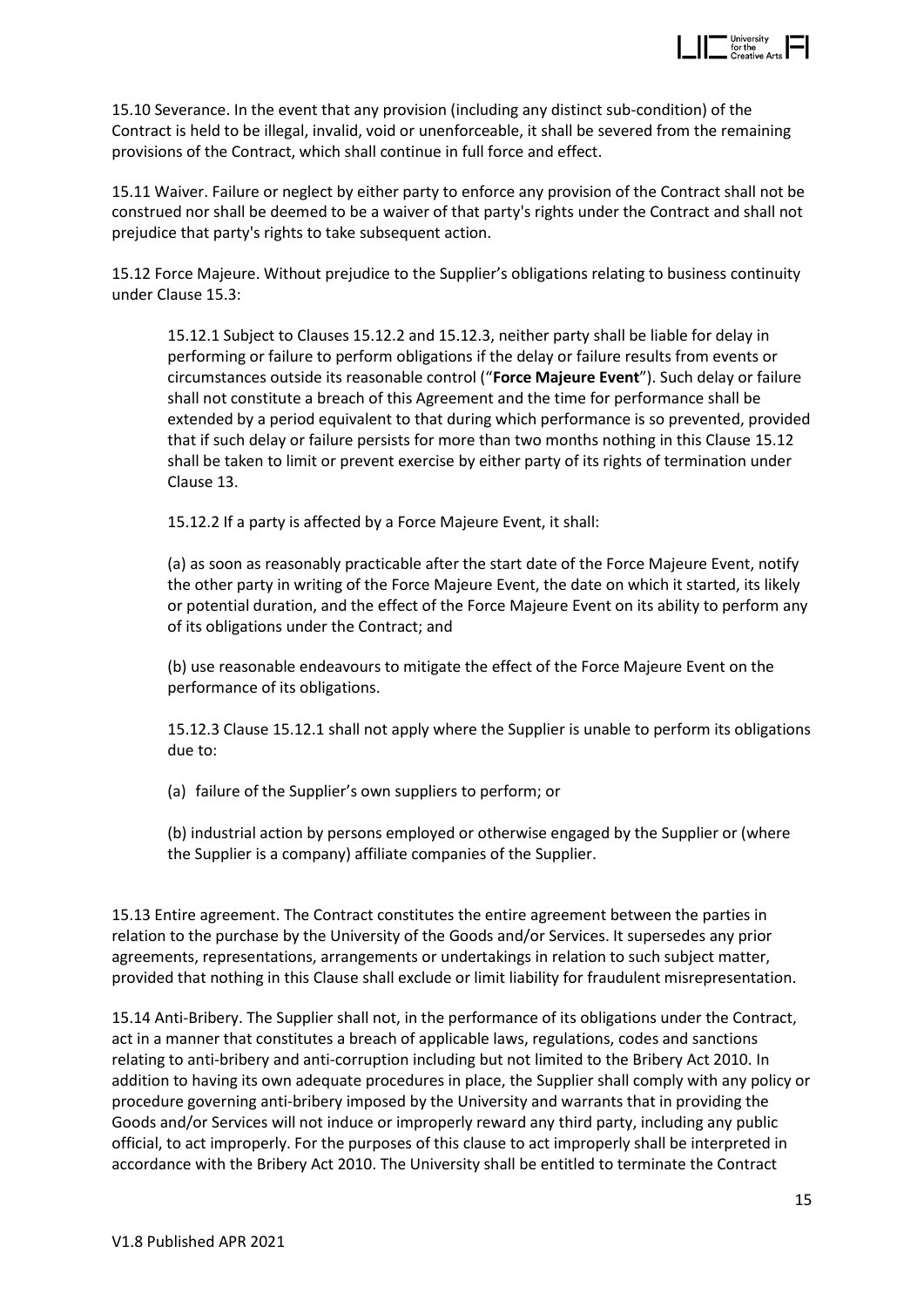15.10 Severance. In the event that any provision (including any distinct sub-condition) of the Contract is held to be illegal, invalid, void or unenforceable, it shall be severed from the remaining provisions of the Contract, which shall continue in full force and effect.

15.11 Waiver. Failure or neglect by either party to enforce any provision of the Contract shall not be construed nor shall be deemed to be a waiver of that party's rights under the Contract and shall not prejudice that party's rights to take subsequent action.

15.12 Force Majeure. Without prejudice to the Supplier's obligations relating to business continuity under Clause 15.3:

15.12.1 Subject to Clauses 15.12.2 and 15.12.3, neither party shall be liable for delay in performing or failure to perform obligations if the delay or failure results from events or circumstances outside its reasonable control ("**Force Majeure Event**"). Such delay or failure shall not constitute a breach of this Agreement and the time for performance shall be extended by a period equivalent to that during which performance is so prevented, provided that if such delay or failure persists for more than two months nothing in this Clause 15.12 shall be taken to limit or prevent exercise by either party of its rights of termination under Clause 13.

15.12.2 If a party is affected by a Force Majeure Event, it shall:

(a) as soon as reasonably practicable after the start date of the Force Majeure Event, notify the other party in writing of the Force Majeure Event, the date on which it started, its likely or potential duration, and the effect of the Force Majeure Event on its ability to perform any of its obligations under the Contract; and

(b) use reasonable endeavours to mitigate the effect of the Force Majeure Event on the performance of its obligations.

15.12.3 Clause 15.12.1 shall not apply where the Supplier is unable to perform its obligations due to:

(a) failure of the Supplier's own suppliers to perform; or

(b) industrial action by persons employed or otherwise engaged by the Supplier or (where the Supplier is a company) affiliate companies of the Supplier.

15.13 Entire agreement. The Contract constitutes the entire agreement between the parties in relation to the purchase by the University of the Goods and/or Services. It supersedes any prior agreements, representations, arrangements or undertakings in relation to such subject matter, provided that nothing in this Clause shall exclude or limit liability for fraudulent misrepresentation.

15.14 Anti-Bribery. The Supplier shall not, in the performance of its obligations under the Contract, act in a manner that constitutes a breach of applicable laws, regulations, codes and sanctions relating to anti-bribery and anti-corruption including but not limited to the Bribery Act 2010. In addition to having its own adequate procedures in place, the Supplier shall comply with any policy or procedure governing anti-bribery imposed by the University and warrants that in providing the Goods and/or Services will not induce or improperly reward any third party, including any public official, to act improperly. For the purposes of this clause to act improperly shall be interpreted in accordance with the Bribery Act 2010. The University shall be entitled to terminate the Contract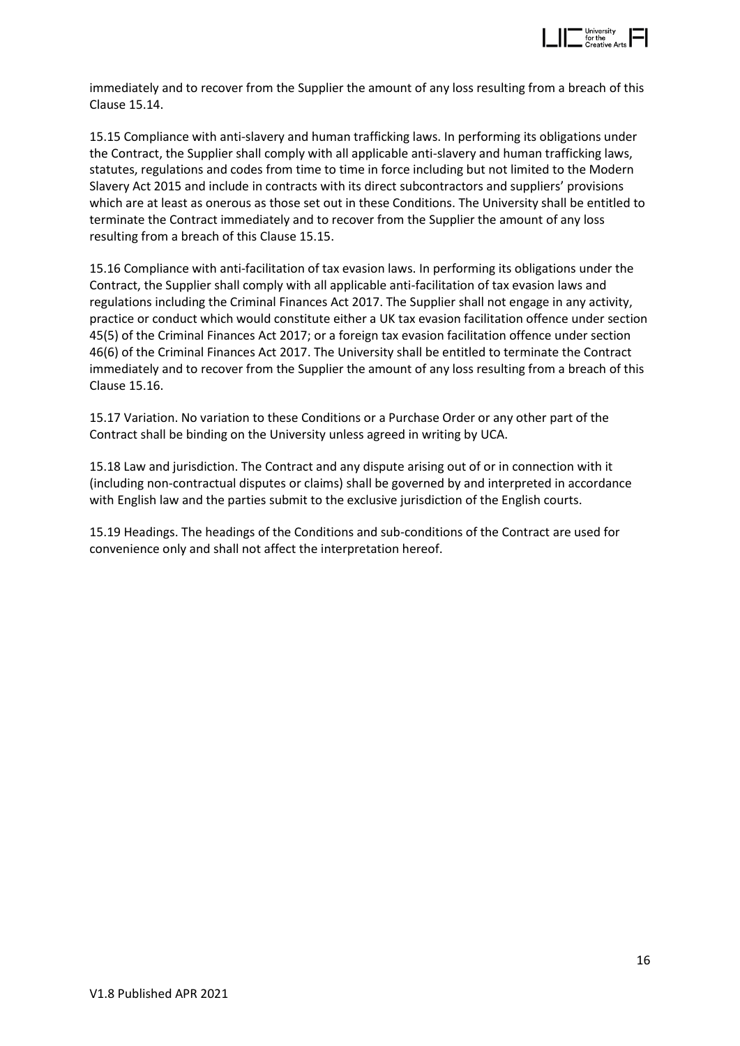immediately and to recover from the Supplier the amount of any loss resulting from a breach of this Clause 15.14.

15.15 Compliance with anti-slavery and human trafficking laws. In performing its obligations under the Contract, the Supplier shall comply with all applicable anti-slavery and human trafficking laws, statutes, regulations and codes from time to time in force including but not limited to the Modern Slavery Act 2015 and include in contracts with its direct subcontractors and suppliers' provisions which are at least as onerous as those set out in these Conditions. The University shall be entitled to terminate the Contract immediately and to recover from the Supplier the amount of any loss resulting from a breach of this Clause 15.15.

15.16 Compliance with anti-facilitation of tax evasion laws. In performing its obligations under the Contract, the Supplier shall comply with all applicable anti-facilitation of tax evasion laws and regulations including the Criminal Finances Act 2017. The Supplier shall not engage in any activity, practice or conduct which would constitute either a UK tax evasion facilitation offence under section 45(5) of the Criminal Finances Act 2017; or a foreign tax evasion facilitation offence under section 46(6) of the Criminal Finances Act 2017. The University shall be entitled to terminate the Contract immediately and to recover from the Supplier the amount of any loss resulting from a breach of this Clause 15.16.

15.17 Variation. No variation to these Conditions or a Purchase Order or any other part of the Contract shall be binding on the University unless agreed in writing by UCA.

15.18 Law and jurisdiction. The Contract and any dispute arising out of or in connection with it (including non-contractual disputes or claims) shall be governed by and interpreted in accordance with English law and the parties submit to the exclusive jurisdiction of the English courts.

15.19 Headings. The headings of the Conditions and sub-conditions of the Contract are used for convenience only and shall not affect the interpretation hereof.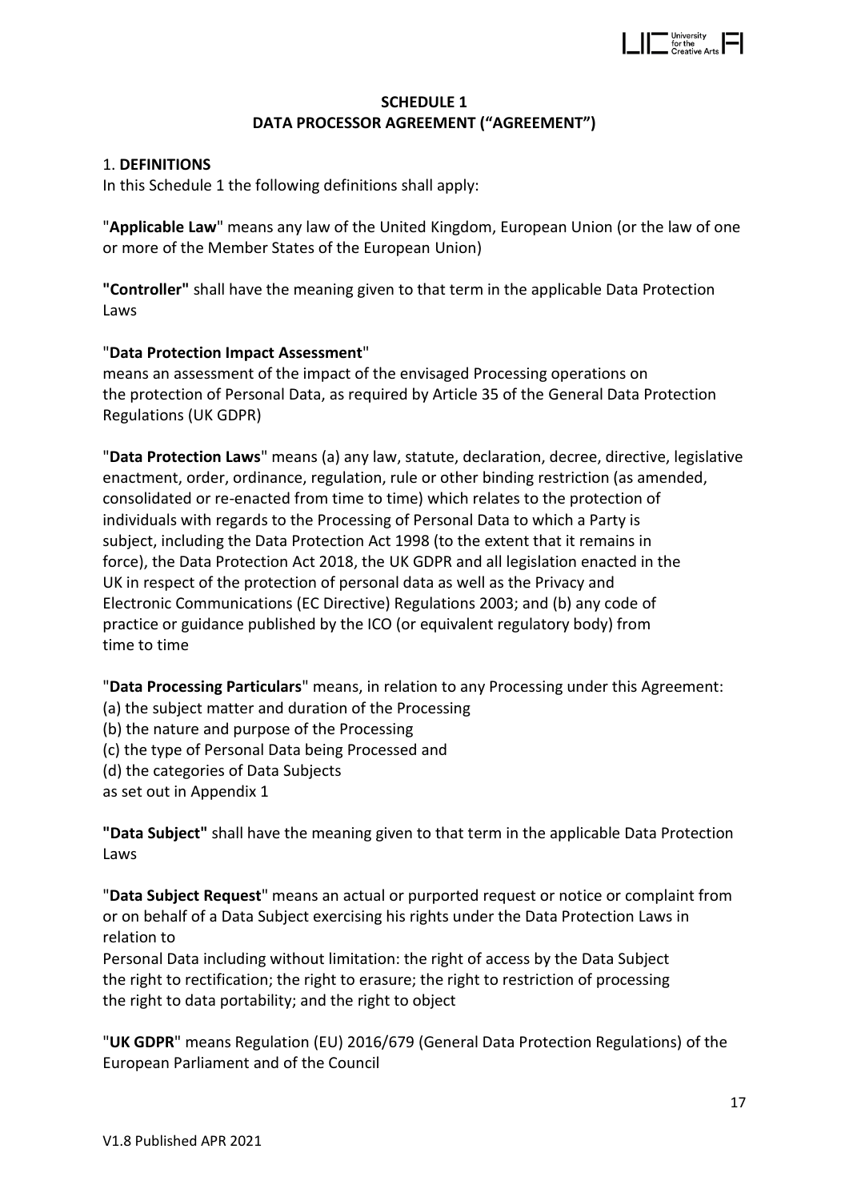## SCHEDULE 1
## DATA PROCESSOR AGREEMENT ("AGREEMENT")

1. **DEFINITIONS**

In this Schedule 1 the following definitions shall apply:

"**Applicable Law**" means any law of the United Kingdom, European Union (or the law of one or more of the Member States of the European Union)

**"Controller"** shall have the meaning given to that term in the applicable Data Protection Laws

"**Data Protection Impact Assessment**"
means an assessment of the impact of the envisaged Processing operations on the protection of Personal Data, as required by Article 35 of the General Data Protection Regulations (UK GDPR)

"**Data Protection Laws**" means (a) any law, statute, declaration, decree, directive, legislative enactment, order, ordinance, regulation, rule or other binding restriction (as amended, consolidated or re-enacted from time to time) which relates to the protection of individuals with regards to the Processing of Personal Data to which a Party is subject, including the Data Protection Act 1998 (to the extent that it remains in force), the Data Protection Act 2018, the UK GDPR and all legislation enacted in the UK in respect of the protection of personal data as well as the Privacy and Electronic Communications (EC Directive) Regulations 2003; and (b) any code of practice or guidance published by the ICO (or equivalent regulatory body) from time to time

"**Data Processing Particulars**" means, in relation to any Processing under this Agreement:
(a) the subject matter and duration of the Processing
(b) the nature and purpose of the Processing
(c) the type of Personal Data being Processed and
(d) the categories of Data Subjects
as set out in Appendix 1

**"Data Subject"** shall have the meaning given to that term in the applicable Data Protection Laws

"**Data Subject Request**" means an actual or purported request or notice or complaint from or on behalf of a Data Subject exercising his rights under the Data Protection Laws in relation to
Personal Data including without limitation: the right of access by the Data Subject the right to rectification; the right to erasure; the right to restriction of processing the right to data portability; and the right to object

"**UK GDPR**" means Regulation (EU) 2016/679 (General Data Protection Regulations) of the European Parliament and of the Council

V1.8 Published APR 2021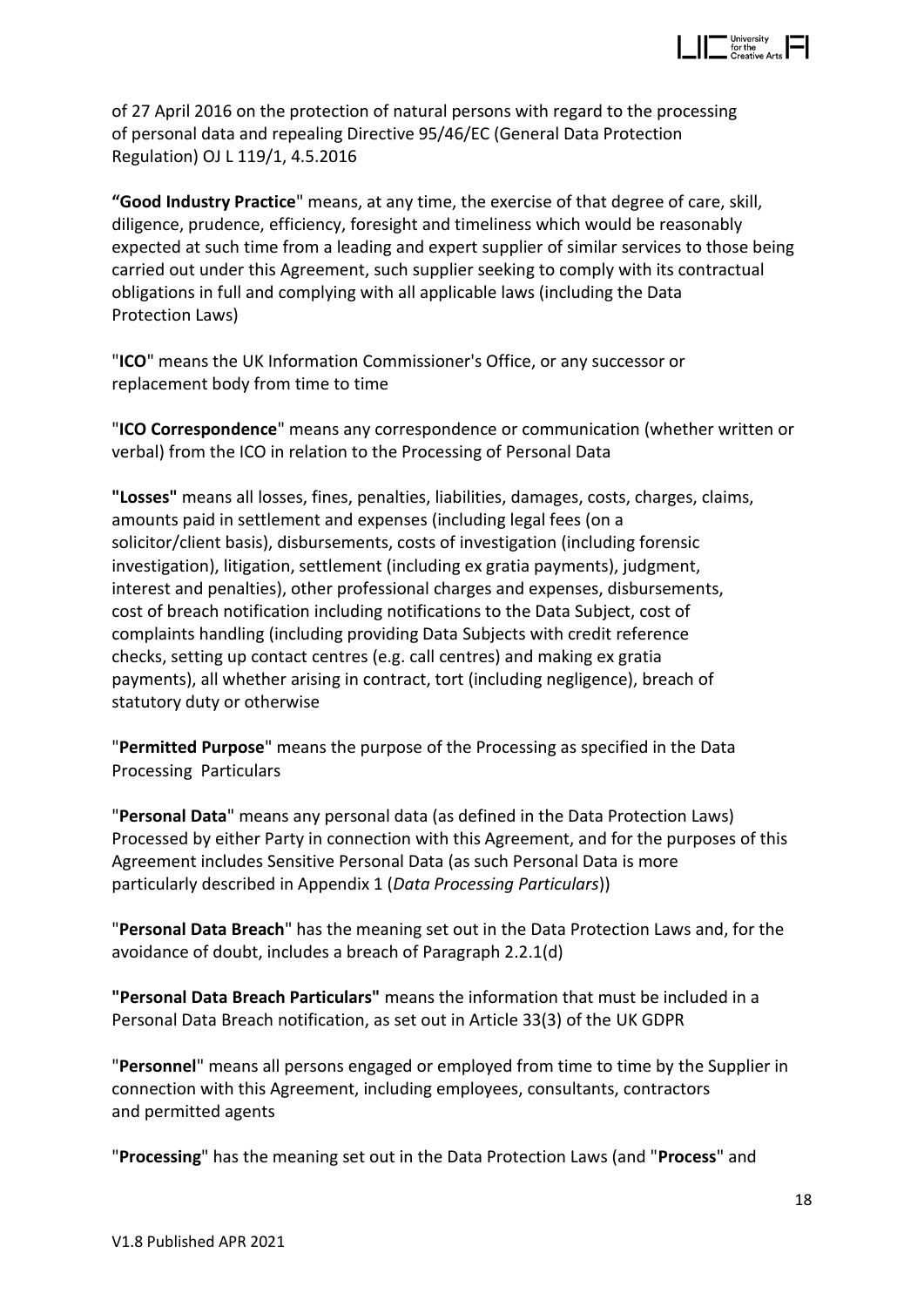of 27 April 2016 on the protection of natural persons with regard to the processing of personal data and repealing Directive 95/46/EC (General Data Protection Regulation) OJ L 119/1, 4.5.2016

**"Good Industry Practice**" means, at any time, the exercise of that degree of care, skill, diligence, prudence, efficiency, foresight and timeliness which would be reasonably expected at such time from a leading and expert supplier of similar services to those being carried out under this Agreement, such supplier seeking to comply with its contractual obligations in full and complying with all applicable laws (including the Data Protection Laws)

"**ICO**" means the UK Information Commissioner's Office, or any successor or replacement body from time to time

"**ICO Correspondence**" means any correspondence or communication (whether written or verbal) from the ICO in relation to the Processing of Personal Data

**"Losses"** means all losses, fines, penalties, liabilities, damages, costs, charges, claims, amounts paid in settlement and expenses (including legal fees (on a solicitor/client basis), disbursements, costs of investigation (including forensic investigation), litigation, settlement (including ex gratia payments), judgment, interest and penalties), other professional charges and expenses, disbursements, cost of breach notification including notifications to the Data Subject, cost of complaints handling (including providing Data Subjects with credit reference checks, setting up contact centres (e.g. call centres) and making ex gratia payments), all whether arising in contract, tort (including negligence), breach of statutory duty or otherwise

"**Permitted Purpose**" means the purpose of the Processing as specified in the Data Processing Particulars

"**Personal Data**" means any personal data (as defined in the Data Protection Laws) Processed by either Party in connection with this Agreement, and for the purposes of this Agreement includes Sensitive Personal Data (as such Personal Data is more particularly described in Appendix 1 (*Data Processing Particulars*))

"**Personal Data Breach**" has the meaning set out in the Data Protection Laws and, for the avoidance of doubt, includes a breach of Paragraph 2.2.1(d)

**"Personal Data Breach Particulars"** means the information that must be included in a Personal Data Breach notification, as set out in Article 33(3) of the UK GDPR

"**Personnel**" means all persons engaged or employed from time to time by the Supplier in connection with this Agreement, including employees, consultants, contractors and permitted agents

"**Processing**" has the meaning set out in the Data Protection Laws (and "**Process**" and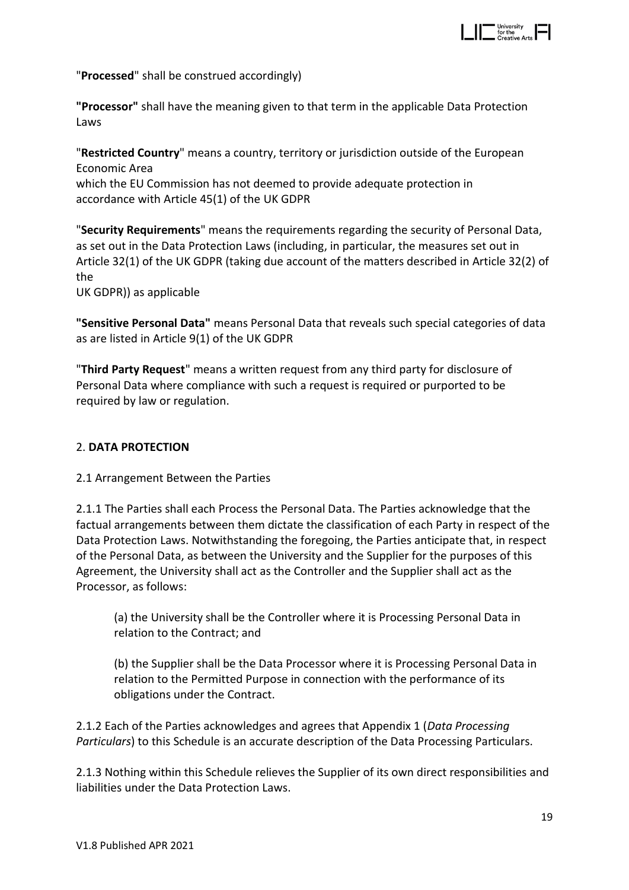"**Processed**" shall be construed accordingly)

**"Processor"** shall have the meaning given to that term in the applicable Data Protection Laws

"**Restricted Country**" means a country, territory or jurisdiction outside of the European Economic Area which the EU Commission has not deemed to provide adequate protection in accordance with Article 45(1) of the UK GDPR

"**Security Requirements**" means the requirements regarding the security of Personal Data, as set out in the Data Protection Laws (including, in particular, the measures set out in Article 32(1) of the UK GDPR (taking due account of the matters described in Article 32(2) of the UK GDPR)) as applicable

**"Sensitive Personal Data"** means Personal Data that reveals such special categories of data as are listed in Article 9(1) of the UK GDPR

"**Third Party Request**" means a written request from any third party for disclosure of Personal Data where compliance with such a request is required or purported to be required by law or regulation.

## 2. **DATA PROTECTION**

2.1 Arrangement Between the Parties

2.1.1 The Parties shall each Process the Personal Data. The Parties acknowledge that the factual arrangements between them dictate the classification of each Party in respect of the Data Protection Laws. Notwithstanding the foregoing, the Parties anticipate that, in respect of the Personal Data, as between the University and the Supplier for the purposes of this Agreement, the University shall act as the Controller and the Supplier shall act as the Processor, as follows:

(a) the University shall be the Controller where it is Processing Personal Data in relation to the Contract; and

(b) the Supplier shall be the Data Processor where it is Processing Personal Data in relation to the Permitted Purpose in connection with the performance of its obligations under the Contract.

2.1.2 Each of the Parties acknowledges and agrees that Appendix 1 (*Data Processing Particulars*) to this Schedule is an accurate description of the Data Processing Particulars.

2.1.3 Nothing within this Schedule relieves the Supplier of its own direct responsibilities and liabilities under the Data Protection Laws.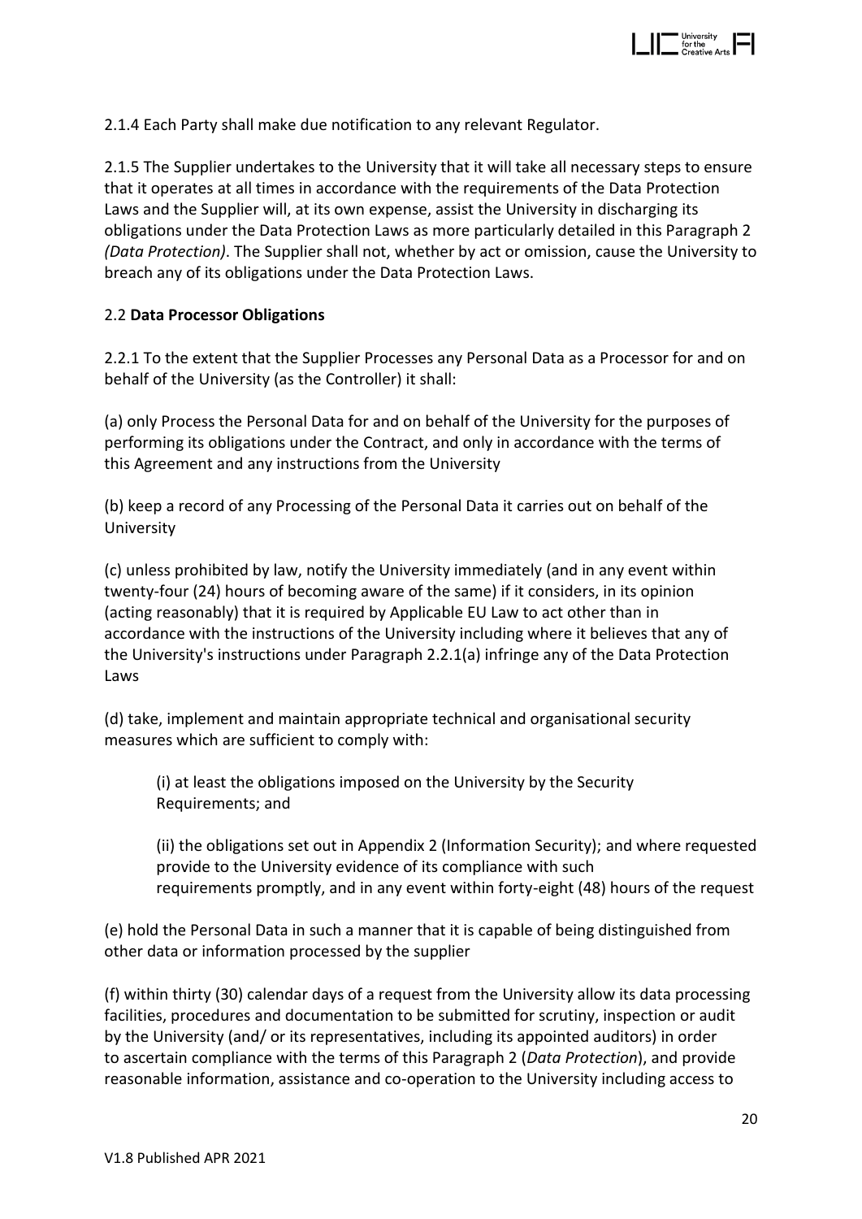2.1.4 Each Party shall make due notification to any relevant Regulator.

2.1.5 The Supplier undertakes to the University that it will take all necessary steps to ensure that it operates at all times in accordance with the requirements of the Data Protection Laws and the Supplier will, at its own expense, assist the University in discharging its obligations under the Data Protection Laws as more particularly detailed in this Paragraph 2 *(Data Protection)*. The Supplier shall not, whether by act or omission, cause the University to breach any of its obligations under the Data Protection Laws.

2.2 **Data Processor Obligations**

2.2.1 To the extent that the Supplier Processes any Personal Data as a Processor for and on behalf of the University (as the Controller) it shall:

(a) only Process the Personal Data for and on behalf of the University for the purposes of performing its obligations under the Contract, and only in accordance with the terms of this Agreement and any instructions from the University

(b) keep a record of any Processing of the Personal Data it carries out on behalf of the University

(c) unless prohibited by law, notify the University immediately (and in any event within twenty-four (24) hours of becoming aware of the same) if it considers, in its opinion (acting reasonably) that it is required by Applicable EU Law to act other than in accordance with the instructions of the University including where it believes that any of the University's instructions under Paragraph 2.2.1(a) infringe any of the Data Protection Laws

(d) take, implement and maintain appropriate technical and organisational security measures which are sufficient to comply with:

> (i) at least the obligations imposed on the University by the Security Requirements; and
>
> (ii) the obligations set out in Appendix 2 (Information Security); and where requested provide to the University evidence of its compliance with such requirements promptly, and in any event within forty-eight (48) hours of the request

(e) hold the Personal Data in such a manner that it is capable of being distinguished from other data or information processed by the supplier

(f) within thirty (30) calendar days of a request from the University allow its data processing facilities, procedures and documentation to be submitted for scrutiny, inspection or audit by the University (and/ or its representatives, including its appointed auditors) in order to ascertain compliance with the terms of this Paragraph 2 (*Data Protection*), and provide reasonable information, assistance and co-operation to the University including access to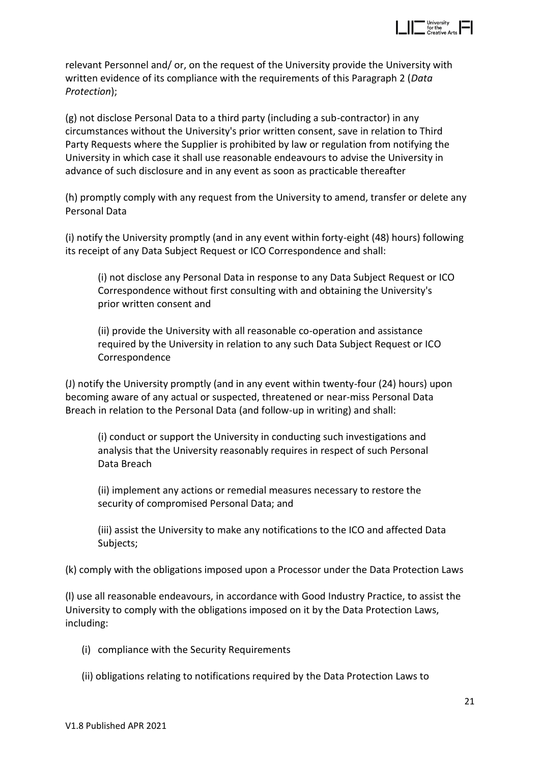relevant Personnel and/ or, on the request of the University provide the University with written evidence of its compliance with the requirements of this Paragraph 2 (*Data Protection*);

(g) not disclose Personal Data to a third party (including a sub-contractor) in any circumstances without the University's prior written consent, save in relation to Third Party Requests where the Supplier is prohibited by law or regulation from notifying the University in which case it shall use reasonable endeavours to advise the University in advance of such disclosure and in any event as soon as practicable thereafter

(h) promptly comply with any request from the University to amend, transfer or delete any Personal Data

(i) notify the University promptly (and in any event within forty-eight (48) hours) following its receipt of any Data Subject Request or ICO Correspondence and shall:

> (i) not disclose any Personal Data in response to any Data Subject Request or ICO Correspondence without first consulting with and obtaining the University's prior written consent and
>
> (ii) provide the University with all reasonable co-operation and assistance required by the University in relation to any such Data Subject Request or ICO Correspondence

(J) notify the University promptly (and in any event within twenty-four (24) hours) upon becoming aware of any actual or suspected, threatened or near-miss Personal Data Breach in relation to the Personal Data (and follow-up in writing) and shall:

> (i) conduct or support the University in conducting such investigations and analysis that the University reasonably requires in respect of such Personal Data Breach
>
> (ii) implement any actions or remedial measures necessary to restore the security of compromised Personal Data; and
>
> (iii) assist the University to make any notifications to the ICO and affected Data Subjects;

(k) comply with the obligations imposed upon a Processor under the Data Protection Laws

(l) use all reasonable endeavours, in accordance with Good Industry Practice, to assist the University to comply with the obligations imposed on it by the Data Protection Laws, including:

> (i) compliance with the Security Requirements
>
> (ii) obligations relating to notifications required by the Data Protection Laws to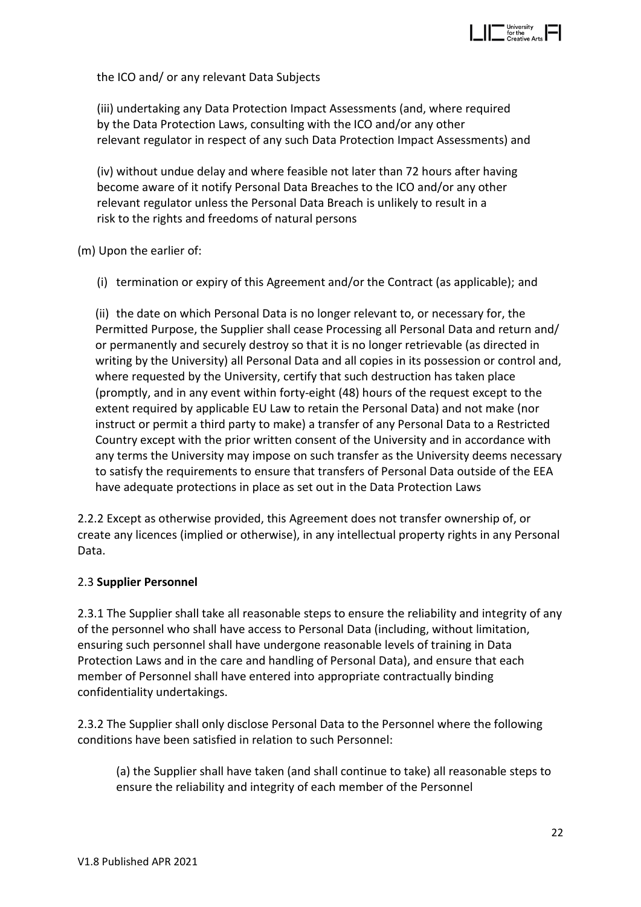the ICO and/ or any relevant Data Subjects

(iii) undertaking any Data Protection Impact Assessments (and, where required by the Data Protection Laws, consulting with the ICO and/or any other relevant regulator in respect of any such Data Protection Impact Assessments) and

(iv) without undue delay and where feasible not later than 72 hours after having become aware of it notify Personal Data Breaches to the ICO and/or any other relevant regulator unless the Personal Data Breach is unlikely to result in a risk to the rights and freedoms of natural persons

(m) Upon the earlier of:

(i) termination or expiry of this Agreement and/or the Contract (as applicable); and

(ii) the date on which Personal Data is no longer relevant to, or necessary for, the Permitted Purpose, the Supplier shall cease Processing all Personal Data and return and/ or permanently and securely destroy so that it is no longer retrievable (as directed in writing by the University) all Personal Data and all copies in its possession or control and, where requested by the University, certify that such destruction has taken place (promptly, and in any event within forty-eight (48) hours of the request except to the extent required by applicable EU Law to retain the Personal Data) and not make (nor instruct or permit a third party to make) a transfer of any Personal Data to a Restricted Country except with the prior written consent of the University and in accordance with any terms the University may impose on such transfer as the University deems necessary to satisfy the requirements to ensure that transfers of Personal Data outside of the EEA have adequate protections in place as set out in the Data Protection Laws

2.2.2 Except as otherwise provided, this Agreement does not transfer ownership of, or create any licences (implied or otherwise), in any intellectual property rights in any Personal Data.

2.3 **Supplier Personnel**

2.3.1 The Supplier shall take all reasonable steps to ensure the reliability and integrity of any of the personnel who shall have access to Personal Data (including, without limitation, ensuring such personnel shall have undergone reasonable levels of training in Data Protection Laws and in the care and handling of Personal Data), and ensure that each member of Personnel shall have entered into appropriate contractually binding confidentiality undertakings.

2.3.2 The Supplier shall only disclose Personal Data to the Personnel where the following conditions have been satisfied in relation to such Personnel:

(a) the Supplier shall have taken (and shall continue to take) all reasonable steps to ensure the reliability and integrity of each member of the Personnel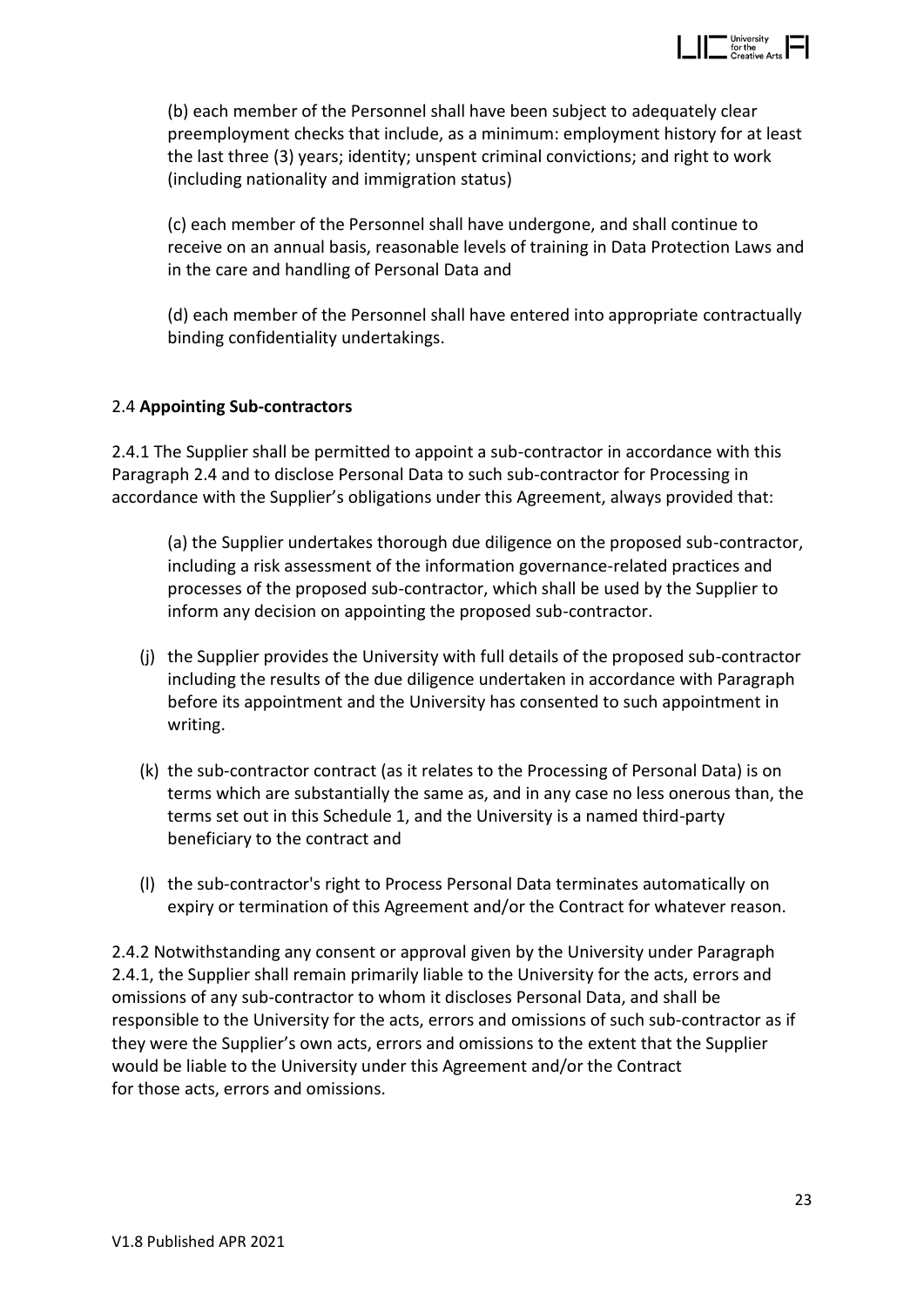(b) each member of the Personnel shall have been subject to adequately clear preemployment checks that include, as a minimum: employment history for at least the last three (3) years; identity; unspent criminal convictions; and right to work (including nationality and immigration status)

(c) each member of the Personnel shall have undergone, and shall continue to receive on an annual basis, reasonable levels of training in Data Protection Laws and in the care and handling of Personal Data and

(d) each member of the Personnel shall have entered into appropriate contractually binding confidentiality undertakings.

2.4 **Appointing Sub-contractors**

2.4.1 The Supplier shall be permitted to appoint a sub-contractor in accordance with this Paragraph 2.4 and to disclose Personal Data to such sub-contractor for Processing in accordance with the Supplier's obligations under this Agreement, always provided that:

(a) the Supplier undertakes thorough due diligence on the proposed sub-contractor, including a risk assessment of the information governance-related practices and processes of the proposed sub-contractor, which shall be used by the Supplier to inform any decision on appointing the proposed sub-contractor.

(j) the Supplier provides the University with full details of the proposed sub-contractor including the results of the due diligence undertaken in accordance with Paragraph before its appointment and the University has consented to such appointment in writing.

(k) the sub-contractor contract (as it relates to the Processing of Personal Data) is on terms which are substantially the same as, and in any case no less onerous than, the terms set out in this Schedule 1, and the University is a named third-party beneficiary to the contract and

(l) the sub-contractor's right to Process Personal Data terminates automatically on expiry or termination of this Agreement and/or the Contract for whatever reason.

2.4.2 Notwithstanding any consent or approval given by the University under Paragraph 2.4.1, the Supplier shall remain primarily liable to the University for the acts, errors and omissions of any sub-contractor to whom it discloses Personal Data, and shall be responsible to the University for the acts, errors and omissions of such sub-contractor as if they were the Supplier's own acts, errors and omissions to the extent that the Supplier would be liable to the University under this Agreement and/or the Contract for those acts, errors and omissions.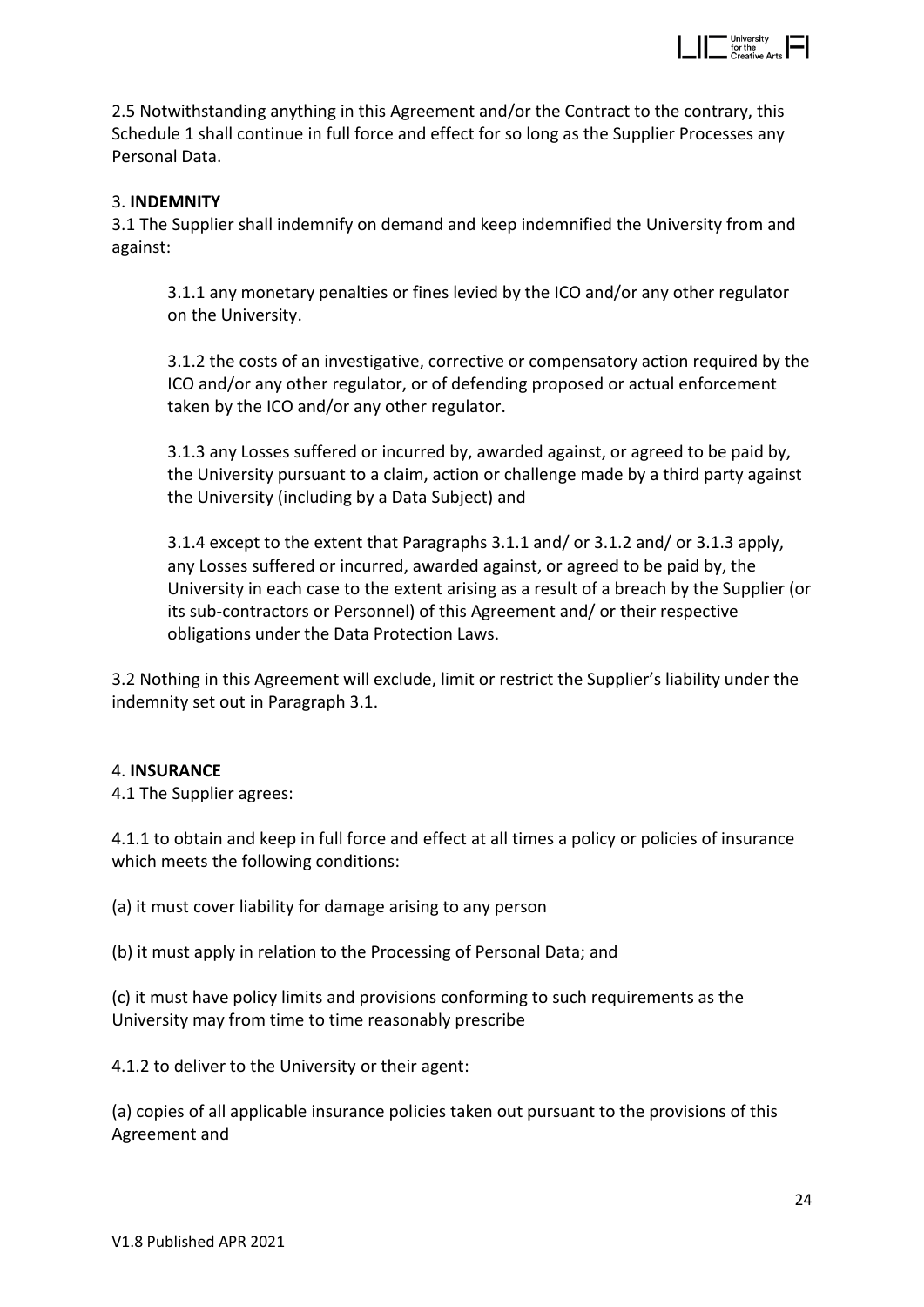2.5 Notwithstanding anything in this Agreement and/or the Contract to the contrary, this Schedule 1 shall continue in full force and effect for so long as the Supplier Processes any Personal Data.

3. **INDEMNITY**

3.1 The Supplier shall indemnify on demand and keep indemnified the University from and against:

3.1.1 any monetary penalties or fines levied by the ICO and/or any other regulator on the University.

3.1.2 the costs of an investigative, corrective or compensatory action required by the ICO and/or any other regulator, or of defending proposed or actual enforcement taken by the ICO and/or any other regulator.

3.1.3 any Losses suffered or incurred by, awarded against, or agreed to be paid by, the University pursuant to a claim, action or challenge made by a third party against the University (including by a Data Subject) and

3.1.4 except to the extent that Paragraphs 3.1.1 and/ or 3.1.2 and/ or 3.1.3 apply, any Losses suffered or incurred, awarded against, or agreed to be paid by, the University in each case to the extent arising as a result of a breach by the Supplier (or its sub-contractors or Personnel) of this Agreement and/ or their respective obligations under the Data Protection Laws.

3.2 Nothing in this Agreement will exclude, limit or restrict the Supplier's liability under the indemnity set out in Paragraph 3.1.

4. **INSURANCE**

4.1 The Supplier agrees:

4.1.1 to obtain and keep in full force and effect at all times a policy or policies of insurance which meets the following conditions:

(a) it must cover liability for damage arising to any person

(b) it must apply in relation to the Processing of Personal Data; and

(c) it must have policy limits and provisions conforming to such requirements as the University may from time to time reasonably prescribe

4.1.2 to deliver to the University or their agent:

(a) copies of all applicable insurance policies taken out pursuant to the provisions of this Agreement and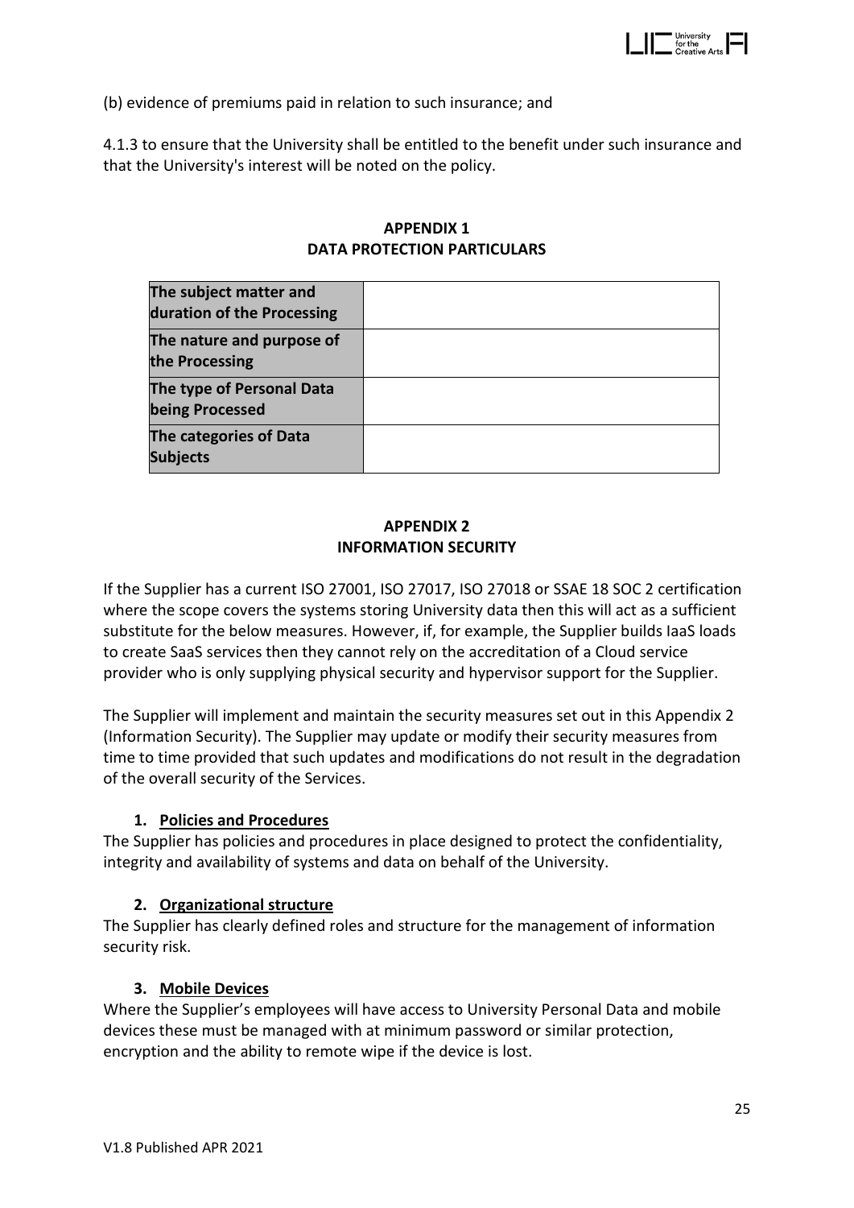(b) evidence of premiums paid in relation to such insurance; and

4.1.3 to ensure that the University shall be entitled to the benefit under such insurance and that the University's interest will be noted on the policy.

## APPENDIX 1
## DATA PROTECTION PARTICULARS

| | |
|---|---|
| **The subject matter and duration of the Processing** | |
| **The nature and purpose of the Processing** | |
| **The type of Personal Data being Processed** | |
| **The categories of Data Subjects** | |

## APPENDIX 2
## INFORMATION SECURITY

If the Supplier has a current ISO 27001, ISO 27017, ISO 27018 or SSAE 18 SOC 2 certification where the scope covers the systems storing University data then this will act as a sufficient substitute for the below measures. However, if, for example, the Supplier builds IaaS loads to create SaaS services then they cannot rely on the accreditation of a Cloud service provider who is only supplying physical security and hypervisor support for the Supplier.

The Supplier will implement and maintain the security measures set out in this Appendix 2 (Information Security). The Supplier may update or modify their security measures from time to time provided that such updates and modifications do not result in the degradation of the overall security of the Services.

### 1. Policies and Procedures

The Supplier has policies and procedures in place designed to protect the confidentiality, integrity and availability of systems and data on behalf of the University.

### 2. Organizational structure

The Supplier has clearly defined roles and structure for the management of information security risk.

### 3. Mobile Devices

Where the Supplier's employees will have access to University Personal Data and mobile devices these must be managed with at minimum password or similar protection, encryption and the ability to remote wipe if the device is lost.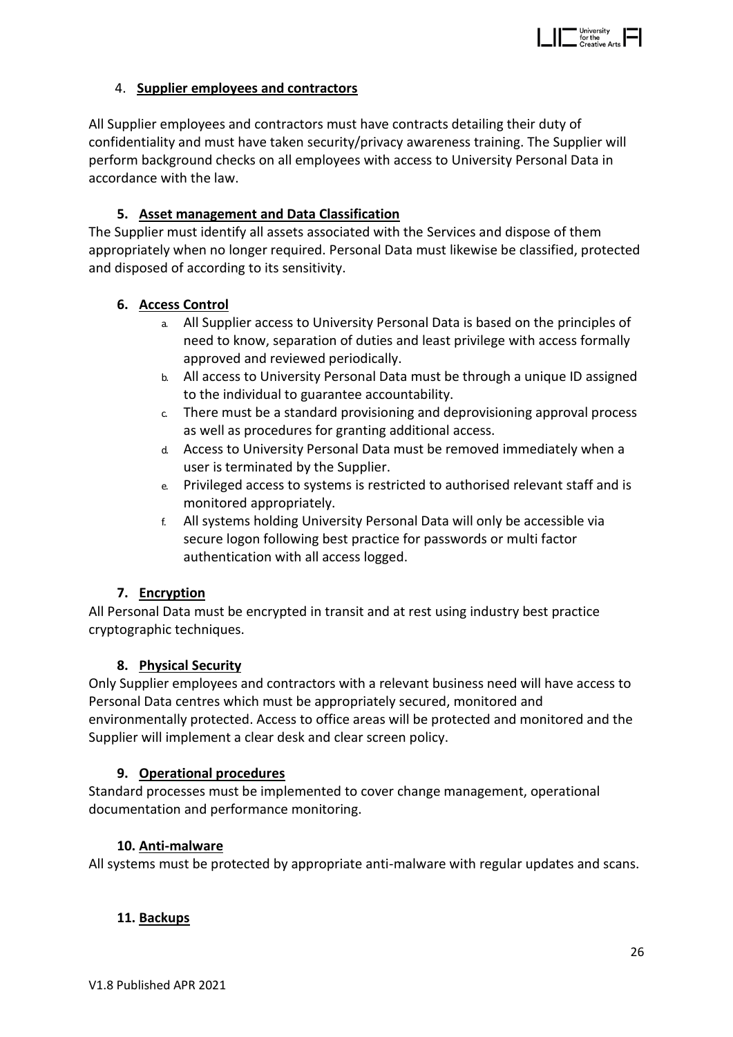### 4. **Supplier employees and contractors**

All Supplier employees and contractors must have contracts detailing their duty of confidentiality and must have taken security/privacy awareness training. The Supplier will perform background checks on all employees with access to University Personal Data in accordance with the law.

### 5. **Asset management and Data Classification**

The Supplier must identify all assets associated with the Services and dispose of them appropriately when no longer required. Personal Data must likewise be classified, protected and disposed of according to its sensitivity.

### 6. **Access Control**

a. All Supplier access to University Personal Data is based on the principles of need to know, separation of duties and least privilege with access formally approved and reviewed periodically.
b. All access to University Personal Data must be through a unique ID assigned to the individual to guarantee accountability.
c. There must be a standard provisioning and deprovisioning approval process as well as procedures for granting additional access.
d. Access to University Personal Data must be removed immediately when a user is terminated by the Supplier.
e. Privileged access to systems is restricted to authorised relevant staff and is monitored appropriately.
f. All systems holding University Personal Data will only be accessible via secure logon following best practice for passwords or multi factor authentication with all access logged.

### 7. **Encryption**

All Personal Data must be encrypted in transit and at rest using industry best practice cryptographic techniques.

### 8. **Physical Security**

Only Supplier employees and contractors with a relevant business need will have access to Personal Data centres which must be appropriately secured, monitored and environmentally protected. Access to office areas will be protected and monitored and the Supplier will implement a clear desk and clear screen policy.

### 9. **Operational procedures**

Standard processes must be implemented to cover change management, operational documentation and performance monitoring.

### 10. **Anti-malware**

All systems must be protected by appropriate anti-malware with regular updates and scans.

### 11. **Backups**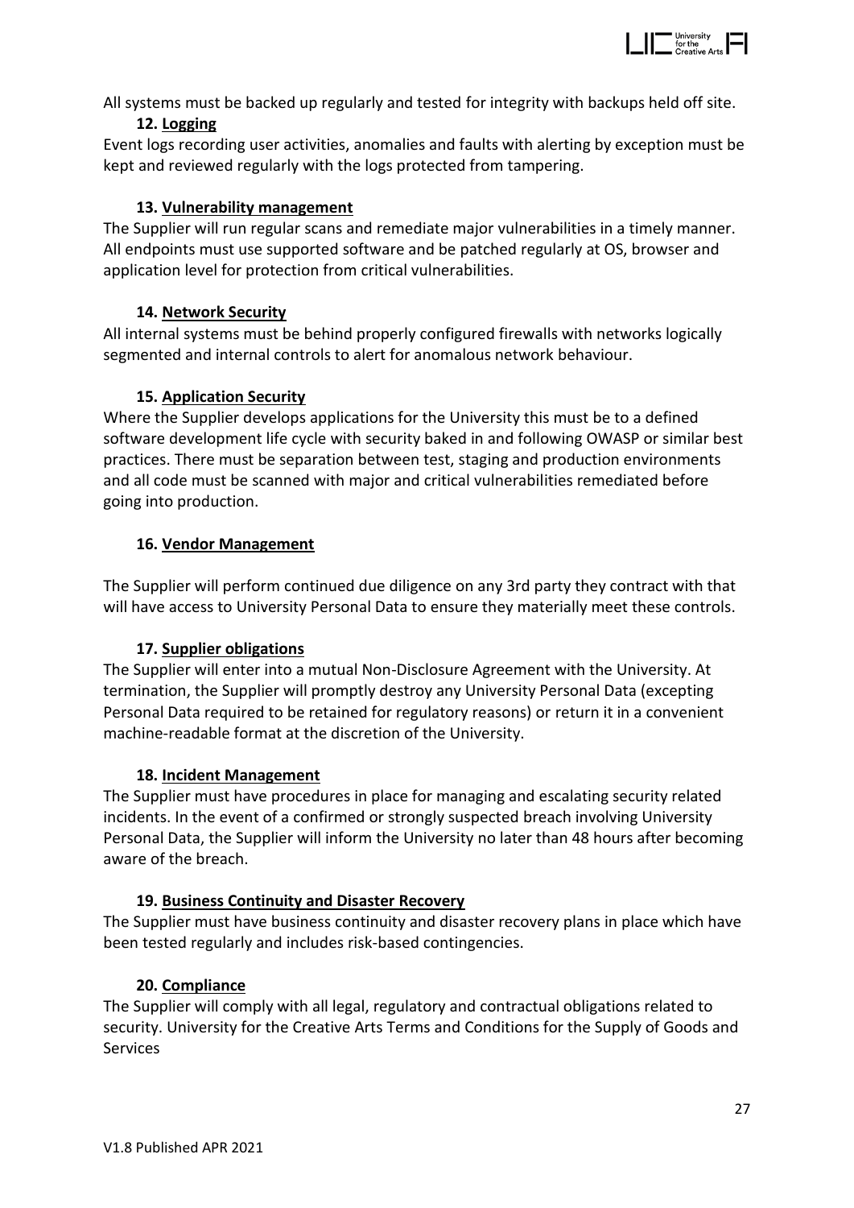All systems must be backed up regularly and tested for integrity with backups held off site.

**12. Logging**

Event logs recording user activities, anomalies and faults with alerting by exception must be kept and reviewed regularly with the logs protected from tampering.

**13. Vulnerability management**

The Supplier will run regular scans and remediate major vulnerabilities in a timely manner. All endpoints must use supported software and be patched regularly at OS, browser and application level for protection from critical vulnerabilities.

**14. Network Security**

All internal systems must be behind properly configured firewalls with networks logically segmented and internal controls to alert for anomalous network behaviour.

**15. Application Security**

Where the Supplier develops applications for the University this must be to a defined software development life cycle with security baked in and following OWASP or similar best practices. There must be separation between test, staging and production environments and all code must be scanned with major and critical vulnerabilities remediated before going into production.

**16. Vendor Management**

The Supplier will perform continued due diligence on any 3rd party they contract with that will have access to University Personal Data to ensure they materially meet these controls.

**17. Supplier obligations**

The Supplier will enter into a mutual Non-Disclosure Agreement with the University. At termination, the Supplier will promptly destroy any University Personal Data (excepting Personal Data required to be retained for regulatory reasons) or return it in a convenient machine-readable format at the discretion of the University.

**18. Incident Management**

The Supplier must have procedures in place for managing and escalating security related incidents. In the event of a confirmed or strongly suspected breach involving University Personal Data, the Supplier will inform the University no later than 48 hours after becoming aware of the breach.

**19. Business Continuity and Disaster Recovery**

The Supplier must have business continuity and disaster recovery plans in place which have been tested regularly and includes risk-based contingencies.

**20. Compliance**

The Supplier will comply with all legal, regulatory and contractual obligations related to security. University for the Creative Arts Terms and Conditions for the Supply of Goods and Services

V1.8 Published APR 2021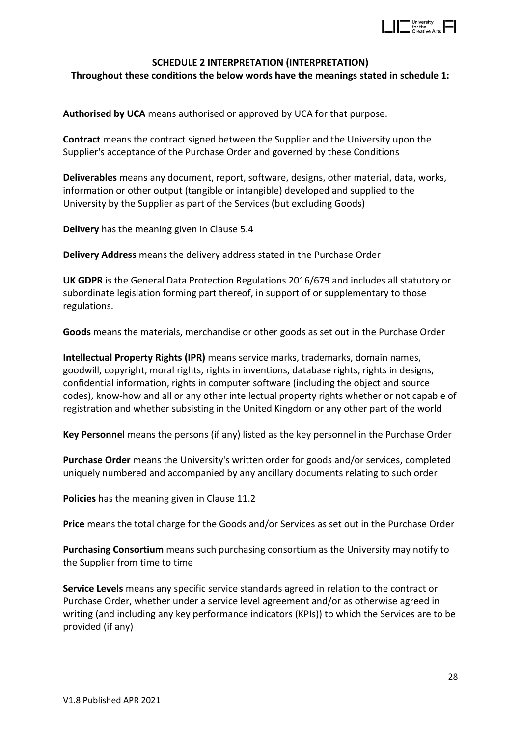**SCHEDULE 2 INTERPRETATION (INTERPRETATION)**

**Throughout these conditions the below words have the meanings stated in schedule 1:**

**Authorised by UCA** means authorised or approved by UCA for that purpose.

**Contract** means the contract signed between the Supplier and the University upon the Supplier's acceptance of the Purchase Order and governed by these Conditions

**Deliverables** means any document, report, software, designs, other material, data, works, information or other output (tangible or intangible) developed and supplied to the University by the Supplier as part of the Services (but excluding Goods)

**Delivery** has the meaning given in Clause 5.4

**Delivery Address** means the delivery address stated in the Purchase Order

**UK GDPR** is the General Data Protection Regulations 2016/679 and includes all statutory or subordinate legislation forming part thereof, in support of or supplementary to those regulations.

**Goods** means the materials, merchandise or other goods as set out in the Purchase Order

**Intellectual Property Rights (IPR)** means service marks, trademarks, domain names, goodwill, copyright, moral rights, rights in inventions, database rights, rights in designs, confidential information, rights in computer software (including the object and source codes), know-how and all or any other intellectual property rights whether or not capable of registration and whether subsisting in the United Kingdom or any other part of the world

**Key Personnel** means the persons (if any) listed as the key personnel in the Purchase Order

**Purchase Order** means the University's written order for goods and/or services, completed uniquely numbered and accompanied by any ancillary documents relating to such order

**Policies** has the meaning given in Clause 11.2

**Price** means the total charge for the Goods and/or Services as set out in the Purchase Order

**Purchasing Consortium** means such purchasing consortium as the University may notify to the Supplier from time to time

**Service Levels** means any specific service standards agreed in relation to the contract or Purchase Order, whether under a service level agreement and/or as otherwise agreed in writing (and including any key performance indicators (KPIs)) to which the Services are to be provided (if any)

V1.8 Published APR 2021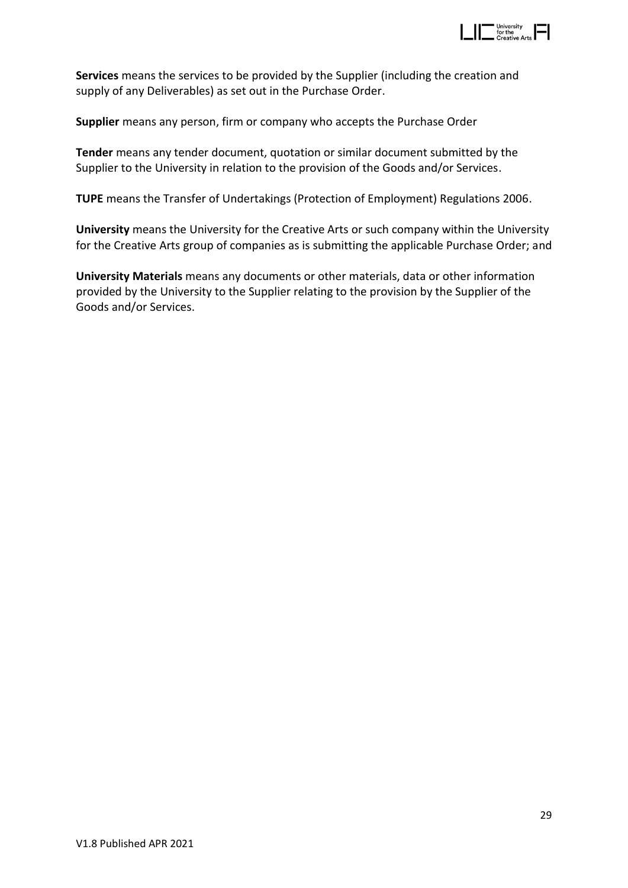**Services** means the services to be provided by the Supplier (including the creation and supply of any Deliverables) as set out in the Purchase Order.

**Supplier** means any person, firm or company who accepts the Purchase Order

**Tender** means any tender document, quotation or similar document submitted by the Supplier to the University in relation to the provision of the Goods and/or Services.

**TUPE** means the Transfer of Undertakings (Protection of Employment) Regulations 2006.

**University** means the University for the Creative Arts or such company within the University for the Creative Arts group of companies as is submitting the applicable Purchase Order; and

**University Materials** means any documents or other materials, data or other information provided by the University to the Supplier relating to the provision by the Supplier of the Goods and/or Services.